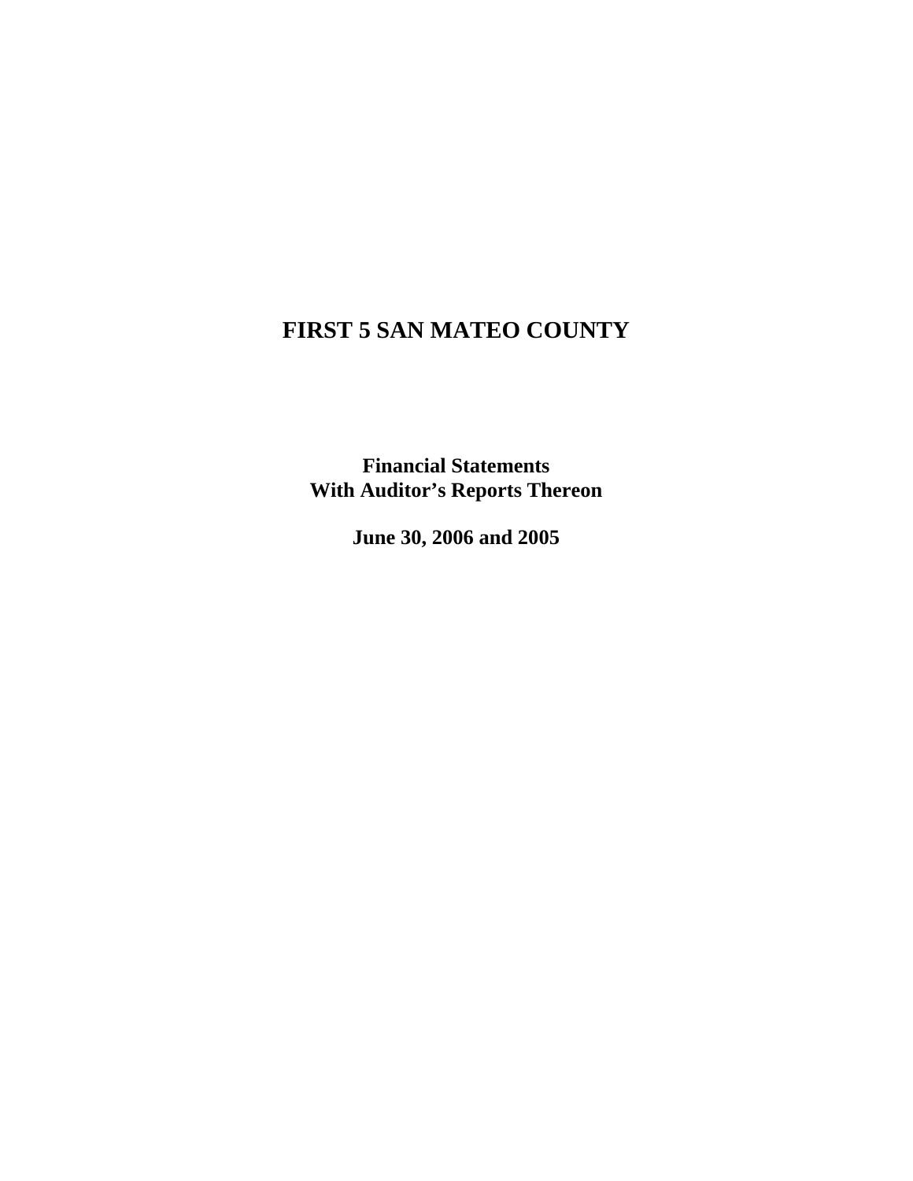# FIRST 5 SAN MATEO COUNTY

**Financial Statements**
**With Auditor's Reports Thereon**

**June 30, 2006 and 2005**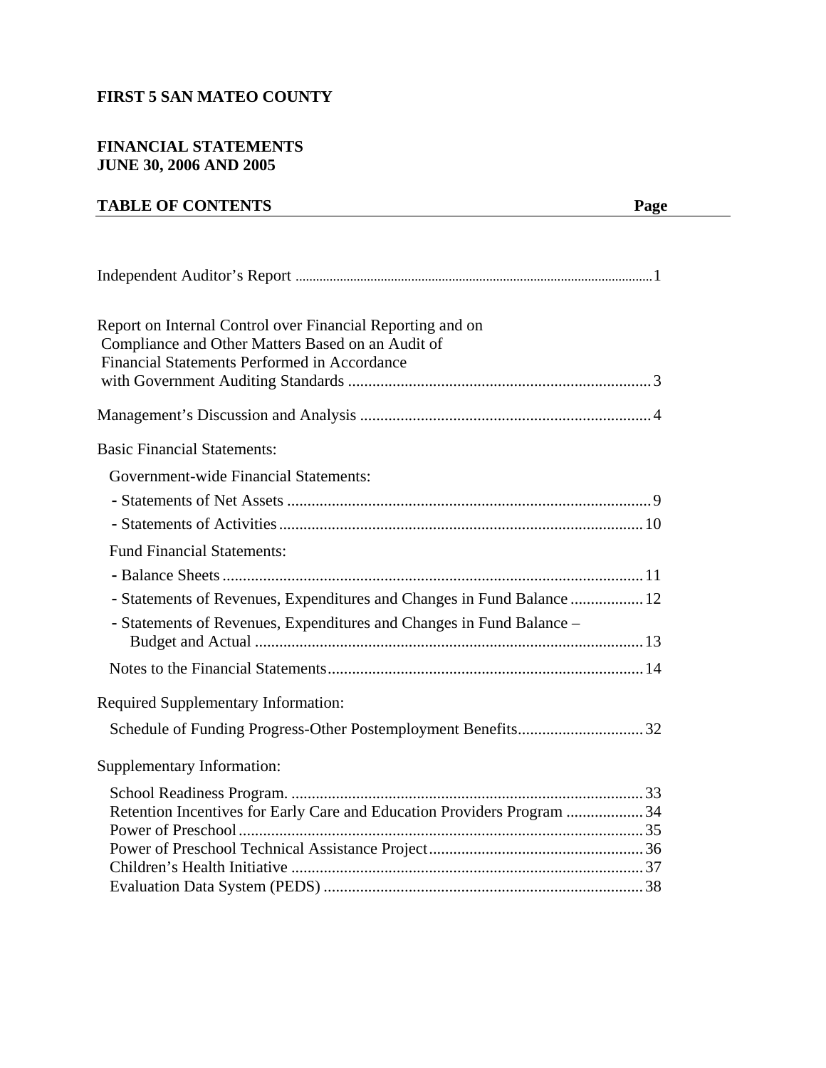**FIRST 5 SAN MATEO COUNTY**

**FINANCIAL STATEMENTS**
**JUNE 30, 2006 AND 2005**

| **TABLE OF CONTENTS** | **Page** |
|---|---|
| Independent Auditor's Report | 1 |
| Report on Internal Control over Financial Reporting and on Compliance and Other Matters Based on an Audit of Financial Statements Performed in Accordance with Government Auditing Standards | 3 |
| Management's Discussion and Analysis | 4 |
| Basic Financial Statements: | |
| Government-wide Financial Statements: | |
| - Statements of Net Assets | 9 |
| - Statements of Activities | 10 |
| Fund Financial Statements: | |
| - Balance Sheets | 11 |
| - Statements of Revenues, Expenditures and Changes in Fund Balance | 12 |
| - Statements of Revenues, Expenditures and Changes in Fund Balance – Budget and Actual | 13 |
| Notes to the Financial Statements | 14 |
| Required Supplementary Information: | |
| Schedule of Funding Progress-Other Postemployment Benefits | 32 |
| Supplementary Information: | |
| School Readiness Program. | 33 |
| Retention Incentives for Early Care and Education Providers Program | 34 |
| Power of Preschool | 35 |
| Power of Preschool Technical Assistance Project | 36 |
| Children's Health Initiative | 37 |
| Evaluation Data System (PEDS) | 38 |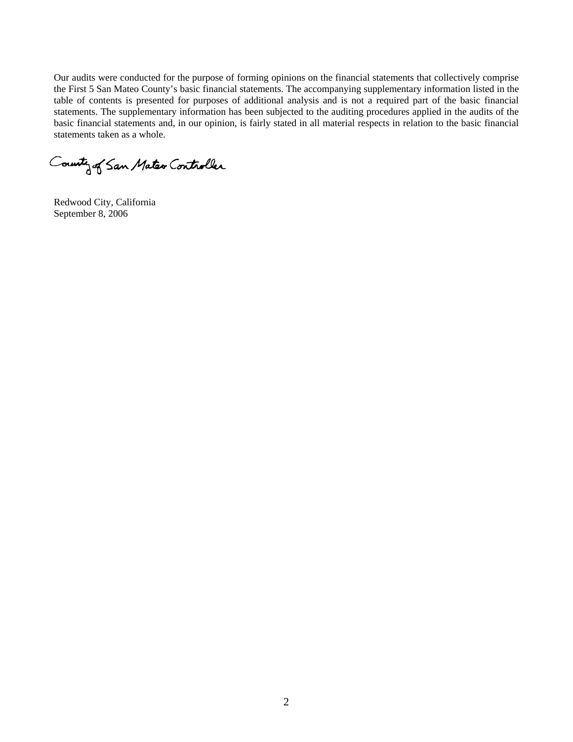Our audits were conducted for the purpose of forming opinions on the financial statements that collectively comprise the First 5 San Mateo County's basic financial statements. The accompanying supplementary information listed in the table of contents is presented for purposes of additional analysis and is not a required part of the basic financial statements. The supplementary information has been subjected to the auditing procedures applied in the audits of the basic financial statements and, in our opinion, is fairly stated in all material respects in relation to the basic financial statements taken as a whole.

County of San Mateo Controller

Redwood City, California
September 8, 2006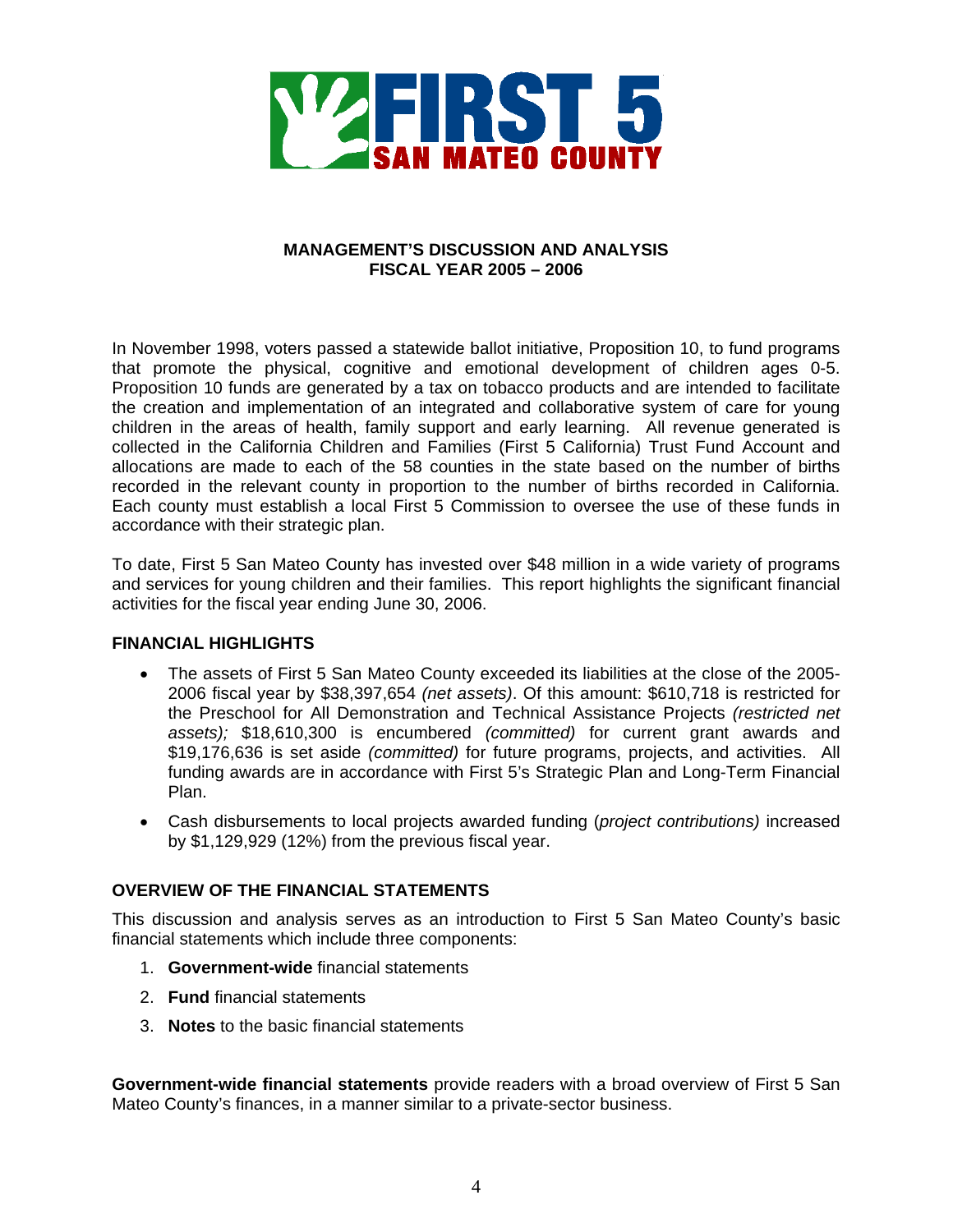FIRST 5 SAN MATEO COUNTY

## MANAGEMENT'S DISCUSSION AND ANALYSIS
## FISCAL YEAR 2005 – 2006

In November 1998, voters passed a statewide ballot initiative, Proposition 10, to fund programs that promote the physical, cognitive and emotional development of children ages 0-5. Proposition 10 funds are generated by a tax on tobacco products and are intended to facilitate the creation and implementation of an integrated and collaborative system of care for young children in the areas of health, family support and early learning. All revenue generated is collected in the California Children and Families (First 5 California) Trust Fund Account and allocations are made to each of the 58 counties in the state based on the number of births recorded in the relevant county in proportion to the number of births recorded in California. Each county must establish a local First 5 Commission to oversee the use of these funds in accordance with their strategic plan.

To date, First 5 San Mateo County has invested over $48 million in a wide variety of programs and services for young children and their families. This report highlights the significant financial activities for the fiscal year ending June 30, 2006.

### FINANCIAL HIGHLIGHTS

- The assets of First 5 San Mateo County exceeded its liabilities at the close of the 2005-2006 fiscal year by $38,397,654 *(net assets)*. Of this amount: $610,718 is restricted for the Preschool for All Demonstration and Technical Assistance Projects *(restricted net assets);* $18,610,300 is encumbered *(committed)* for current grant awards and $19,176,636 is set aside *(committed)* for future programs, projects, and activities. All funding awards are in accordance with First 5's Strategic Plan and Long-Term Financial Plan.
- Cash disbursements to local projects awarded funding (*project contributions)* increased by $1,129,929 (12%) from the previous fiscal year.

### OVERVIEW OF THE FINANCIAL STATEMENTS

This discussion and analysis serves as an introduction to First 5 San Mateo County's basic financial statements which include three components:

1. **Government-wide** financial statements
2. **Fund** financial statements
3. **Notes** to the basic financial statements

**Government-wide financial statements** provide readers with a broad overview of First 5 San Mateo County's finances, in a manner similar to a private-sector business.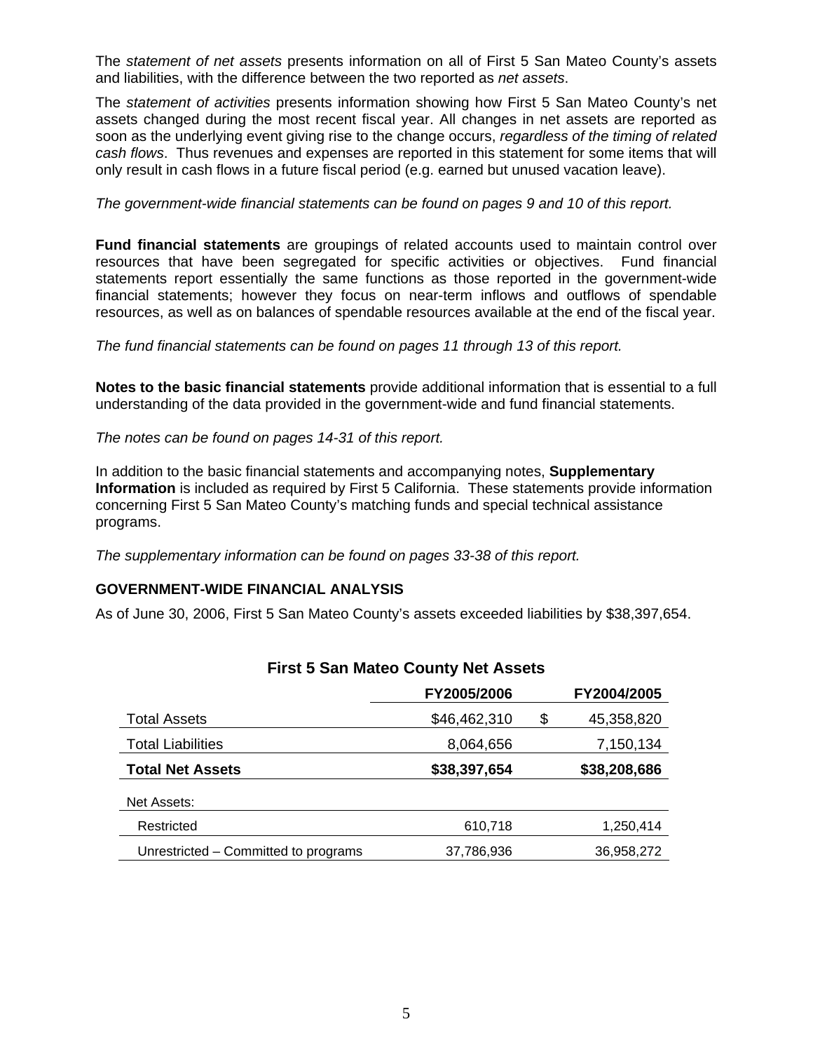The *statement of net assets* presents information on all of First 5 San Mateo County's assets and liabilities, with the difference between the two reported as *net assets*.

The *statement of activities* presents information showing how First 5 San Mateo County's net assets changed during the most recent fiscal year. All changes in net assets are reported as soon as the underlying event giving rise to the change occurs, *regardless of the timing of related cash flows*. Thus revenues and expenses are reported in this statement for some items that will only result in cash flows in a future fiscal period (e.g. earned but unused vacation leave).

*The government-wide financial statements can be found on pages 9 and 10 of this report.*

**Fund financial statements** are groupings of related accounts used to maintain control over resources that have been segregated for specific activities or objectives. Fund financial statements report essentially the same functions as those reported in the government-wide financial statements; however they focus on near-term inflows and outflows of spendable resources, as well as on balances of spendable resources available at the end of the fiscal year.

*The fund financial statements can be found on pages 11 through 13 of this report.*

**Notes to the basic financial statements** provide additional information that is essential to a full understanding of the data provided in the government-wide and fund financial statements.

*The notes can be found on pages 14-31 of this report.*

In addition to the basic financial statements and accompanying notes, **Supplementary Information** is included as required by First 5 California. These statements provide information concerning First 5 San Mateo County's matching funds and special technical assistance programs.

*The supplementary information can be found on pages 33-38 of this report.*

### GOVERNMENT-WIDE FINANCIAL ANALYSIS

As of June 30, 2006, First 5 San Mateo County's assets exceeded liabilities by $38,397,654.

**First 5 San Mateo County Net Assets**

| | FY2005/2006 | FY2004/2005 |
|---|---|---|
| Total Assets | $46,462,310 | $ 45,358,820 |
| Total Liabilities | 8,064,656 | 7,150,134 |
| **Total Net Assets** | **$38,397,654** | **$38,208,686** |
| Net Assets: | | |
| Restricted | 610,718 | 1,250,414 |
| Unrestricted – Committed to programs | 37,786,936 | 36,958,272 |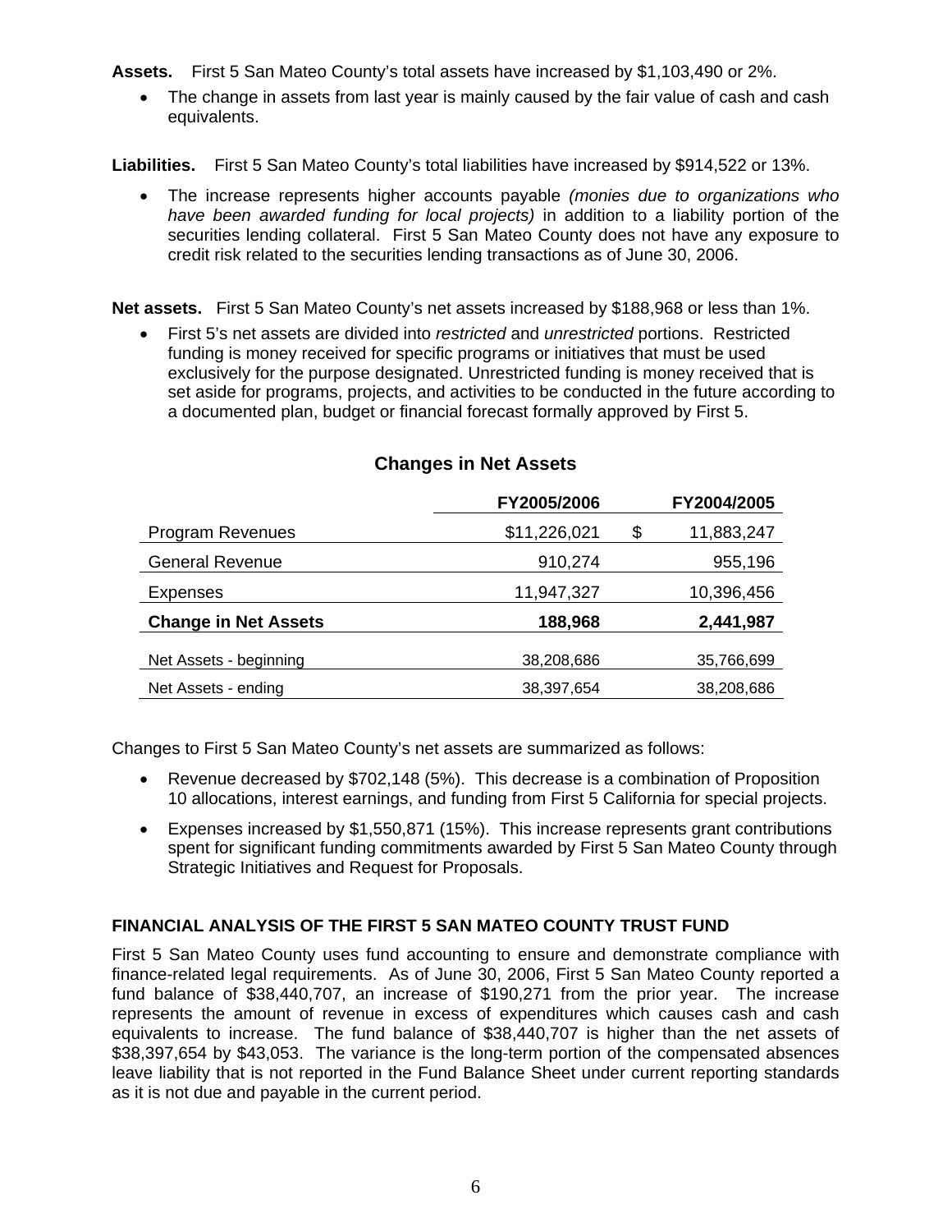**Assets.** First 5 San Mateo County's total assets have increased by $1,103,490 or 2%.

- The change in assets from last year is mainly caused by the fair value of cash and cash equivalents.

**Liabilities.** First 5 San Mateo County's total liabilities have increased by $914,522 or 13%.

- The increase represents higher accounts payable *(monies due to organizations who have been awarded funding for local projects)* in addition to a liability portion of the securities lending collateral. First 5 San Mateo County does not have any exposure to credit risk related to the securities lending transactions as of June 30, 2006.

**Net assets.** First 5 San Mateo County's net assets increased by $188,968 or less than 1%.

- First 5's net assets are divided into *restricted* and *unrestricted* portions. Restricted funding is money received for specific programs or initiatives that must be used exclusively for the purpose designated. Unrestricted funding is money received that is set aside for programs, projects, and activities to be conducted in the future according to a documented plan, budget or financial forecast formally approved by First 5.

## Changes in Net Assets

| | FY2005/2006 | FY2004/2005 |
|---|---|---|
| Program Revenues | $11,226,021 | $ 11,883,247 |
| General Revenue | 910,274 | 955,196 |
| Expenses | 11,947,327 | 10,396,456 |
| **Change in Net Assets** | **188,968** | **2,441,987** |
| Net Assets - beginning | 38,208,686 | 35,766,699 |
| Net Assets - ending | 38,397,654 | 38,208,686 |

Changes to First 5 San Mateo County's net assets are summarized as follows:

- Revenue decreased by $702,148 (5%). This decrease is a combination of Proposition 10 allocations, interest earnings, and funding from First 5 California for special projects.
- Expenses increased by $1,550,871 (15%). This increase represents grant contributions spent for significant funding commitments awarded by First 5 San Mateo County through Strategic Initiatives and Request for Proposals.

**FINANCIAL ANALYSIS OF THE FIRST 5 SAN MATEO COUNTY TRUST FUND**

First 5 San Mateo County uses fund accounting to ensure and demonstrate compliance with finance-related legal requirements. As of June 30, 2006, First 5 San Mateo County reported a fund balance of $38,440,707, an increase of $190,271 from the prior year. The increase represents the amount of revenue in excess of expenditures which causes cash and cash equivalents to increase. The fund balance of $38,440,707 is higher than the net assets of $38,397,654 by $43,053. The variance is the long-term portion of the compensated absences leave liability that is not reported in the Fund Balance Sheet under current reporting standards as it is not due and payable in the current period.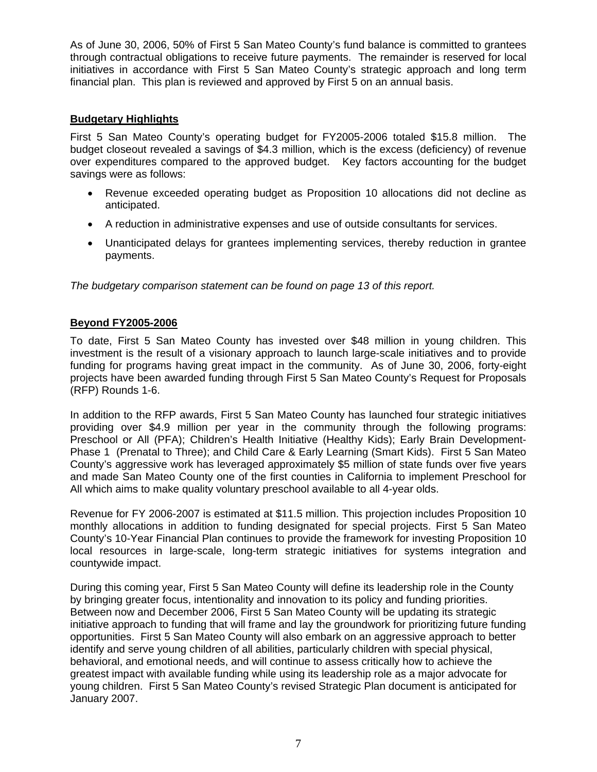As of June 30, 2006, 50% of First 5 San Mateo County's fund balance is committed to grantees through contractual obligations to receive future payments. The remainder is reserved for local initiatives in accordance with First 5 San Mateo County's strategic approach and long term financial plan. This plan is reviewed and approved by First 5 on an annual basis.

## Budgetary Highlights

First 5 San Mateo County's operating budget for FY2005-2006 totaled \$15.8 million. The budget closeout revealed a savings of \$4.3 million, which is the excess (deficiency) of revenue over expenditures compared to the approved budget. Key factors accounting for the budget savings were as follows:

- Revenue exceeded operating budget as Proposition 10 allocations did not decline as anticipated.
- A reduction in administrative expenses and use of outside consultants for services.
- Unanticipated delays for grantees implementing services, thereby reduction in grantee payments.

*The budgetary comparison statement can be found on page 13 of this report.*

## Beyond FY2005-2006

To date, First 5 San Mateo County has invested over \$48 million in young children. This investment is the result of a visionary approach to launch large-scale initiatives and to provide funding for programs having great impact in the community. As of June 30, 2006, forty-eight projects have been awarded funding through First 5 San Mateo County's Request for Proposals (RFP) Rounds 1-6.

In addition to the RFP awards, First 5 San Mateo County has launched four strategic initiatives providing over \$4.9 million per year in the community through the following programs: Preschool or All (PFA); Children's Health Initiative (Healthy Kids); Early Brain Development-Phase 1 (Prenatal to Three); and Child Care & Early Learning (Smart Kids). First 5 San Mateo County's aggressive work has leveraged approximately \$5 million of state funds over five years and made San Mateo County one of the first counties in California to implement Preschool for All which aims to make quality voluntary preschool available to all 4-year olds.

Revenue for FY 2006-2007 is estimated at \$11.5 million. This projection includes Proposition 10 monthly allocations in addition to funding designated for special projects. First 5 San Mateo County's 10-Year Financial Plan continues to provide the framework for investing Proposition 10 local resources in large-scale, long-term strategic initiatives for systems integration and countywide impact.

During this coming year, First 5 San Mateo County will define its leadership role in the County by bringing greater focus, intentionality and innovation to its policy and funding priorities. Between now and December 2006, First 5 San Mateo County will be updating its strategic initiative approach to funding that will frame and lay the groundwork for prioritizing future funding opportunities. First 5 San Mateo County will also embark on an aggressive approach to better identify and serve young children of all abilities, particularly children with special physical, behavioral, and emotional needs, and will continue to assess critically how to achieve the greatest impact with available funding while using its leadership role as a major advocate for young children. First 5 San Mateo County's revised Strategic Plan document is anticipated for January 2007.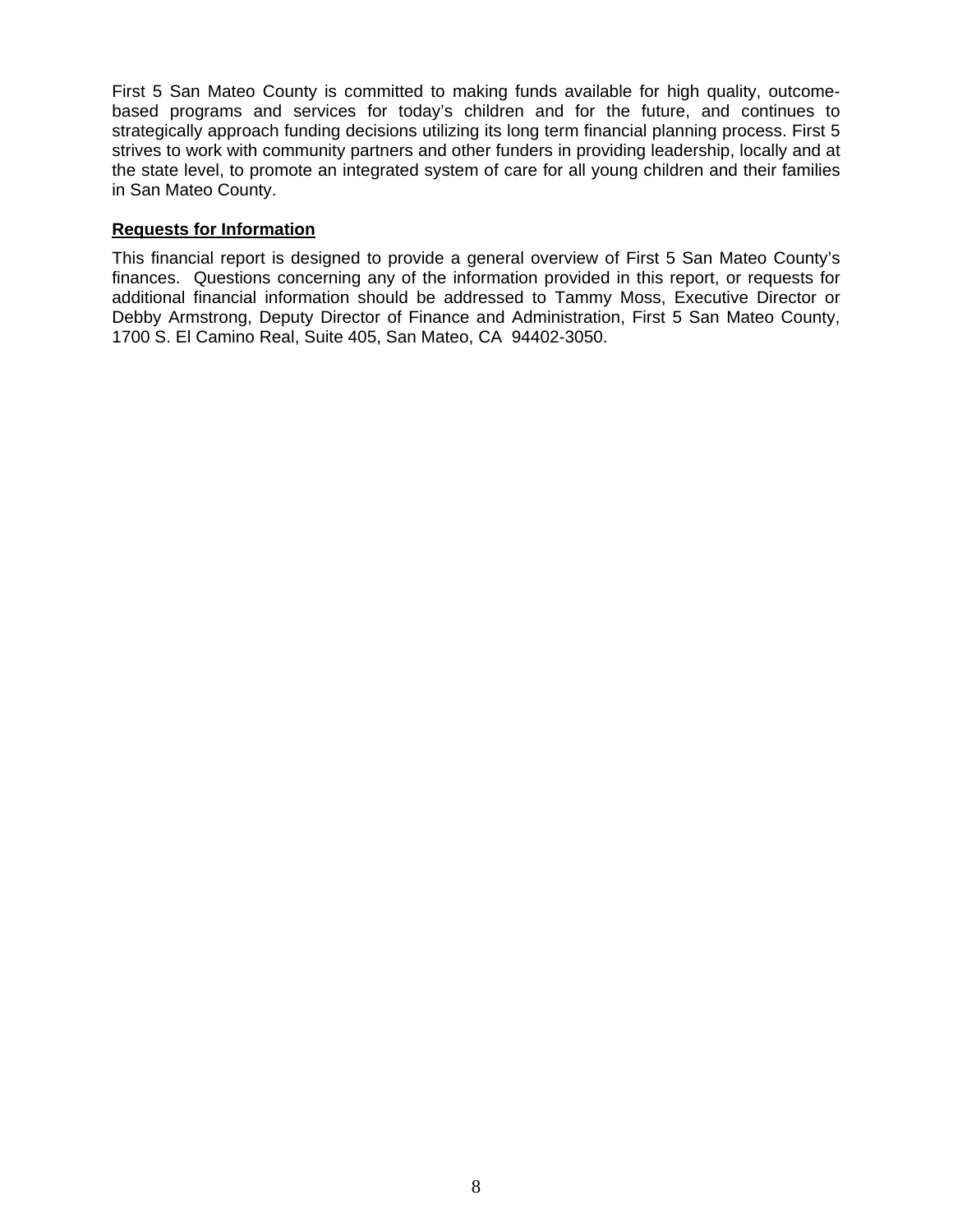First 5 San Mateo County is committed to making funds available for high quality, outcome-based programs and services for today's children and for the future, and continues to strategically approach funding decisions utilizing its long term financial planning process. First 5 strives to work with community partners and other funders in providing leadership, locally and at the state level, to promote an integrated system of care for all young children and their families in San Mateo County.

**Requests for Information**

This financial report is designed to provide a general overview of First 5 San Mateo County's finances. Questions concerning any of the information provided in this report, or requests for additional financial information should be addressed to Tammy Moss, Executive Director or Debby Armstrong, Deputy Director of Finance and Administration, First 5 San Mateo County, 1700 S. El Camino Real, Suite 405, San Mateo, CA 94402-3050.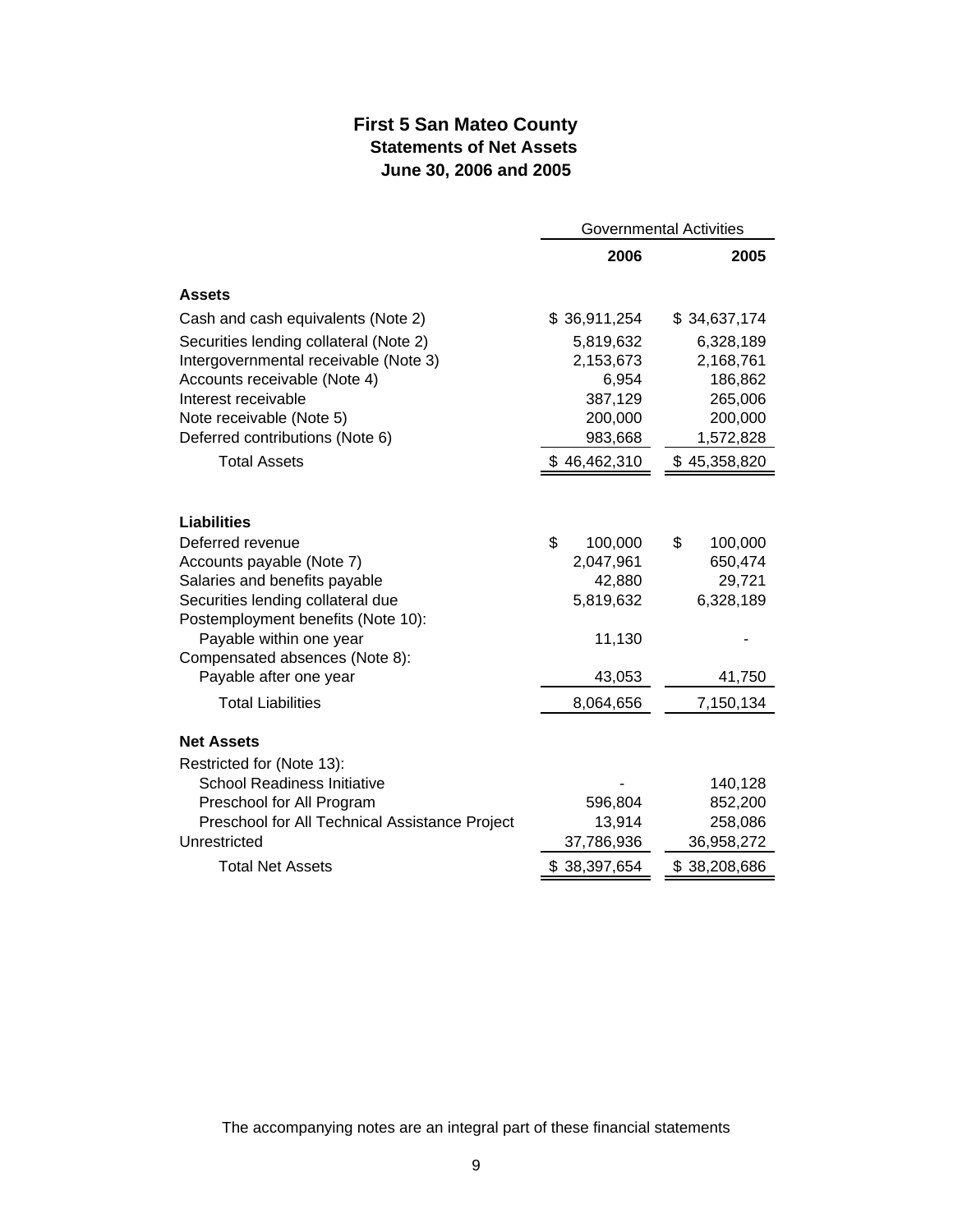# First 5 San Mateo County

## Statements of Net Assets

### June 30, 2006 and 2005

| | Governmental Activities | |
|---|---|---|
| | **2006** | **2005** |
| **Assets** | | |
| Cash and cash equivalents (Note 2) | $ 36,911,254 | $ 34,637,174 |
| Securities lending collateral (Note 2) | 5,819,632 | 6,328,189 |
| Intergovernmental receivable (Note 3) | 2,153,673 | 2,168,761 |
| Accounts receivable (Note 4) | 6,954 | 186,862 |
| Interest receivable | 387,129 | 265,006 |
| Note receivable (Note 5) | 200,000 | 200,000 |
| Deferred contributions (Note 6) | 983,668 | 1,572,828 |
| Total Assets | $ 46,462,310 | $ 45,358,820 |
| **Liabilities** | | |
| Deferred revenue | $ 100,000 | $ 100,000 |
| Accounts payable (Note 7) | 2,047,961 | 650,474 |
| Salaries and benefits payable | 42,880 | 29,721 |
| Securities lending collateral due | 5,819,632 | 6,328,189 |
| Postemployment benefits (Note 10): | | |
| Payable within one year | 11,130 | - |
| Compensated absences (Note 8): | | |
| Payable after one year | 43,053 | 41,750 |
| Total Liabilities | 8,064,656 | 7,150,134 |
| **Net Assets** | | |
| Restricted for (Note 13): | | |
| School Readiness Initiative | - | 140,128 |
| Preschool for All Program | 596,804 | 852,200 |
| Preschool for All Technical Assistance Project | 13,914 | 258,086 |
| Unrestricted | 37,786,936 | 36,958,272 |
| Total Net Assets | $ 38,397,654 | $ 38,208,686 |

The accompanying notes are an integral part of these financial statements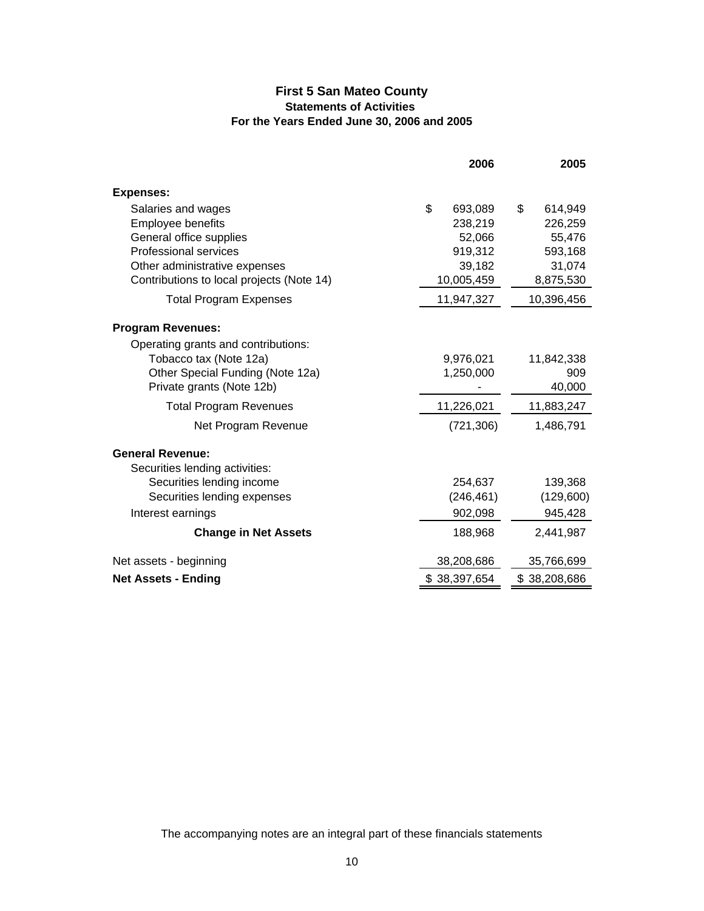# First 5 San Mateo County

## Statements of Activities

### For the Years Ended June 30, 2006 and 2005

| | 2006 | 2005 |
|---|---|---|
| **Expenses:** | | |
| Salaries and wages | $ 693,089 | $ 614,949 |
| Employee benefits | 238,219 | 226,259 |
| General office supplies | 52,066 | 55,476 |
| Professional services | 919,312 | 593,168 |
| Other administrative expenses | 39,182 | 31,074 |
| Contributions to local projects (Note 14) | 10,005,459 | 8,875,530 |
| Total Program Expenses | 11,947,327 | 10,396,456 |
| **Program Revenues:** | | |
| Operating grants and contributions: | | |
| Tobacco tax (Note 12a) | 9,976,021 | 11,842,338 |
| Other Special Funding (Note 12a) | 1,250,000 | 909 |
| Private grants (Note 12b) | - | 40,000 |
| Total Program Revenues | 11,226,021 | 11,883,247 |
| Net Program Revenue | (721,306) | 1,486,791 |
| **General Revenue:** | | |
| Securities lending activities: | | |
| Securities lending income | 254,637 | 139,368 |
| Securities lending expenses | (246,461) | (129,600) |
| Interest earnings | 902,098 | 945,428 |
| **Change in Net Assets** | 188,968 | 2,441,987 |
| Net assets - beginning | 38,208,686 | 35,766,699 |
| **Net Assets - Ending** | $ 38,397,654 | $ 38,208,686 |

The accompanying notes are an integral part of these financials statements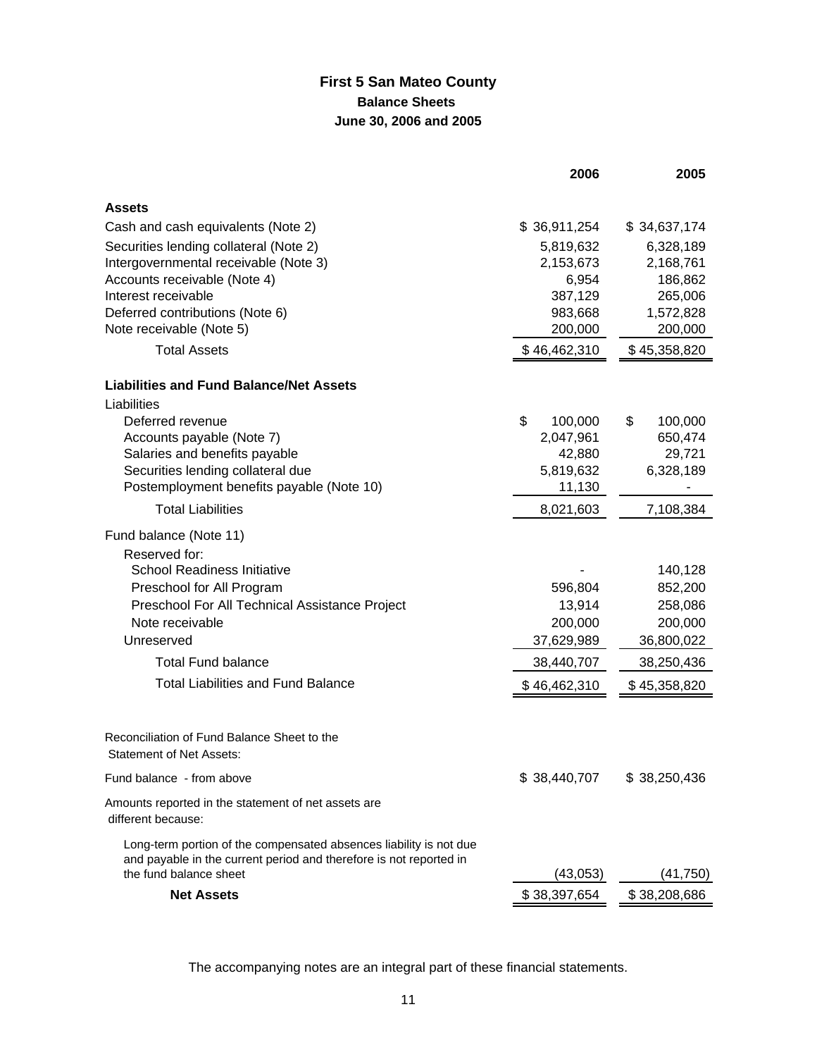# First 5 San Mateo County

## Balance Sheets

### June 30, 2006 and 2005

| | 2006 | 2005 |
|---|---|---|
| **Assets** | | |
| Cash and cash equivalents (Note 2) | $ 36,911,254 | $ 34,637,174 |
| Securities lending collateral (Note 2) | 5,819,632 | 6,328,189 |
| Intergovernmental receivable (Note 3) | 2,153,673 | 2,168,761 |
| Accounts receivable (Note 4) | 6,954 | 186,862 |
| Interest receivable | 387,129 | 265,006 |
| Deferred contributions (Note 6) | 983,668 | 1,572,828 |
| Note receivable (Note 5) | 200,000 | 200,000 |
| Total Assets | $ 46,462,310 | $ 45,358,820 |
| **Liabilities and Fund Balance/Net Assets** | | |
| Liabilities | | |
| Deferred revenue | $ 100,000 | $ 100,000 |
| Accounts payable (Note 7) | 2,047,961 | 650,474 |
| Salaries and benefits payable | 42,880 | 29,721 |
| Securities lending collateral due | 5,819,632 | 6,328,189 |
| Postemployment benefits payable (Note 10) | 11,130 | - |
| Total Liabilities | 8,021,603 | 7,108,384 |
| Fund balance (Note 11) | | |
| Reserved for: | | |
| School Readiness Initiative | - | 140,128 |
| Preschool for All Program | 596,804 | 852,200 |
| Preschool For All Technical Assistance Project | 13,914 | 258,086 |
| Note receivable | 200,000 | 200,000 |
| Unreserved | 37,629,989 | 36,800,022 |
| Total Fund balance | 38,440,707 | 38,250,436 |
| Total Liabilities and Fund Balance | $ 46,462,310 | $ 45,358,820 |

| | 2006 | 2005 |
|---|---|---|
| Reconciliation of Fund Balance Sheet to the Statement of Net Assets: | | |
| Fund balance - from above | $ 38,440,707 | $ 38,250,436 |
| Amounts reported in the statement of net assets are different because: | | |
| Long-term portion of the compensated absences liability is not due and payable in the current period and therefore is not reported in the fund balance sheet | (43,053) | (41,750) |
| **Net Assets** | $ 38,397,654 | $ 38,208,686 |

The accompanying notes are an integral part of these financial statements.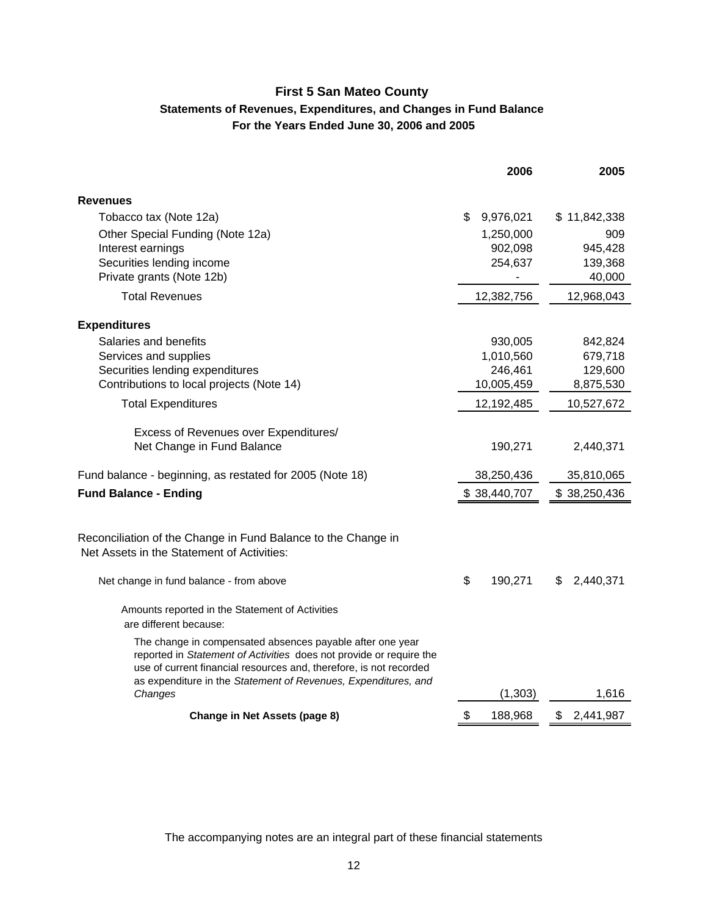# First 5 San Mateo County

## Statements of Revenues, Expenditures, and Changes in Fund Balance

### For the Years Ended June 30, 2006 and 2005

| | 2006 | 2005 |
|---|---|---|
| **Revenues** | | |
| Tobacco tax (Note 12a) | $ 9,976,021 | $ 11,842,338 |
| Other Special Funding (Note 12a) | 1,250,000 | 909 |
| Interest earnings | 902,098 | 945,428 |
| Securities lending income | 254,637 | 139,368 |
| Private grants (Note 12b) | - | 40,000 |
| Total Revenues | 12,382,756 | 12,968,043 |
| **Expenditures** | | |
| Salaries and benefits | 930,005 | 842,824 |
| Services and supplies | 1,010,560 | 679,718 |
| Securities lending expenditures | 246,461 | 129,600 |
| Contributions to local projects (Note 14) | 10,005,459 | 8,875,530 |
| Total Expenditures | 12,192,485 | 10,527,672 |
| Excess of Revenues over Expenditures/ Net Change in Fund Balance | 190,271 | 2,440,371 |
| Fund balance - beginning, as restated for 2005 (Note 18) | 38,250,436 | 35,810,065 |
| **Fund Balance - Ending** | $ 38,440,707 | $ 38,250,436 |

Reconciliation of the Change in Fund Balance to the Change in Net Assets in the Statement of Activities:

| | 2006 | 2005 |
|---|---|---|
| Net change in fund balance - from above | $ 190,271 | $ 2,440,371 |
| Amounts reported in the Statement of Activities are different because: | | |
| The change in compensated absences payable after one year reported in *Statement of Activities* does not provide or require the use of current financial resources and, therefore, is not recorded as expenditure in the *Statement of Revenues, Expenditures, and Changes* | (1,303) | 1,616 |
| **Change in Net Assets (page 8)** | $ 188,968 | $ 2,441,987 |

The accompanying notes are an integral part of these financial statements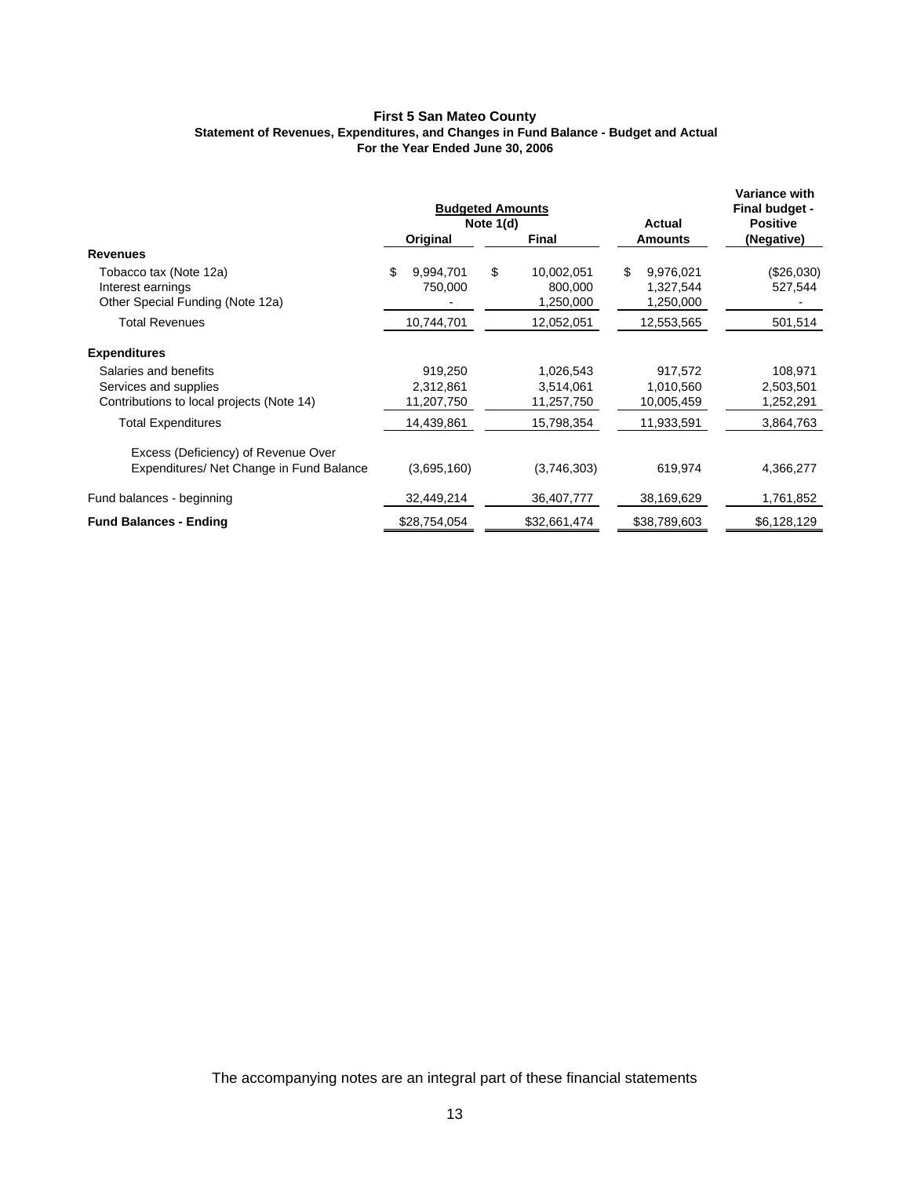**First 5 San Mateo County**
**Statement of Revenues, Expenditures, and Changes in Fund Balance - Budget and Actual**
**For the Year Ended June 30, 2006**

| | Budgeted Amounts Note 1(d) | | | Variance with Final budget - Positive (Negative) |
|---|---|---|---|---|
| | **Original** | **Final** | **Actual Amounts** | |
| **Revenues** | | | | |
| Tobacco tax (Note 12a) | $ 9,994,701 | $ 10,002,051 | $ 9,976,021 | ($26,030) |
| Interest earnings | 750,000 | 800,000 | 1,327,544 | 527,544 |
| Other Special Funding (Note 12a) | - | 1,250,000 | 1,250,000 | - |
| Total Revenues | 10,744,701 | 12,052,051 | 12,553,565 | 501,514 |
| **Expenditures** | | | | |
| Salaries and benefits | 919,250 | 1,026,543 | 917,572 | 108,971 |
| Services and supplies | 2,312,861 | 3,514,061 | 1,010,560 | 2,503,501 |
| Contributions to local projects (Note 14) | 11,207,750 | 11,257,750 | 10,005,459 | 1,252,291 |
| Total Expenditures | 14,439,861 | 15,798,354 | 11,933,591 | 3,864,763 |
| Excess (Deficiency) of Revenue Over Expenditures/ Net Change in Fund Balance | (3,695,160) | (3,746,303) | 619,974 | 4,366,277 |
| Fund balances - beginning | 32,449,214 | 36,407,777 | 38,169,629 | 1,761,852 |
| **Fund Balances - Ending** | $28,754,054 | $32,661,474 | $38,789,603 | $6,128,129 |

The accompanying notes are an integral part of these financial statements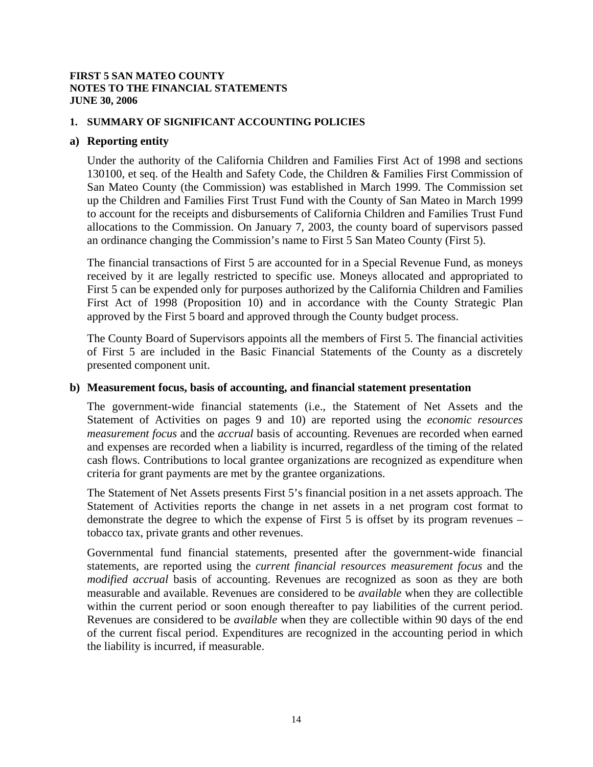**FIRST 5 SAN MATEO COUNTY**
**NOTES TO THE FINANCIAL STATEMENTS**
**JUNE 30, 2006**

## 1. SUMMARY OF SIGNIFICANT ACCOUNTING POLICIES

### a) Reporting entity

Under the authority of the California Children and Families First Act of 1998 and sections 130100, et seq. of the Health and Safety Code, the Children & Families First Commission of San Mateo County (the Commission) was established in March 1999. The Commission set up the Children and Families First Trust Fund with the County of San Mateo in March 1999 to account for the receipts and disbursements of California Children and Families Trust Fund allocations to the Commission. On January 7, 2003, the county board of supervisors passed an ordinance changing the Commission's name to First 5 San Mateo County (First 5).

The financial transactions of First 5 are accounted for in a Special Revenue Fund, as moneys received by it are legally restricted to specific use. Moneys allocated and appropriated to First 5 can be expended only for purposes authorized by the California Children and Families First Act of 1998 (Proposition 10) and in accordance with the County Strategic Plan approved by the First 5 board and approved through the County budget process.

The County Board of Supervisors appoints all the members of First 5. The financial activities of First 5 are included in the Basic Financial Statements of the County as a discretely presented component unit.

### b) Measurement focus, basis of accounting, and financial statement presentation

The government-wide financial statements (i.e., the Statement of Net Assets and the Statement of Activities on pages 9 and 10) are reported using the *economic resources measurement focus* and the *accrual* basis of accounting. Revenues are recorded when earned and expenses are recorded when a liability is incurred, regardless of the timing of the related cash flows. Contributions to local grantee organizations are recognized as expenditure when criteria for grant payments are met by the grantee organizations.

The Statement of Net Assets presents First 5's financial position in a net assets approach. The Statement of Activities reports the change in net assets in a net program cost format to demonstrate the degree to which the expense of First 5 is offset by its program revenues – tobacco tax, private grants and other revenues.

Governmental fund financial statements, presented after the government-wide financial statements, are reported using the *current financial resources measurement focus* and the *modified accrual* basis of accounting. Revenues are recognized as soon as they are both measurable and available. Revenues are considered to be *available* when they are collectible within the current period or soon enough thereafter to pay liabilities of the current period. Revenues are considered to be *available* when they are collectible within 90 days of the end of the current fiscal period. Expenditures are recognized in the accounting period in which the liability is incurred, if measurable.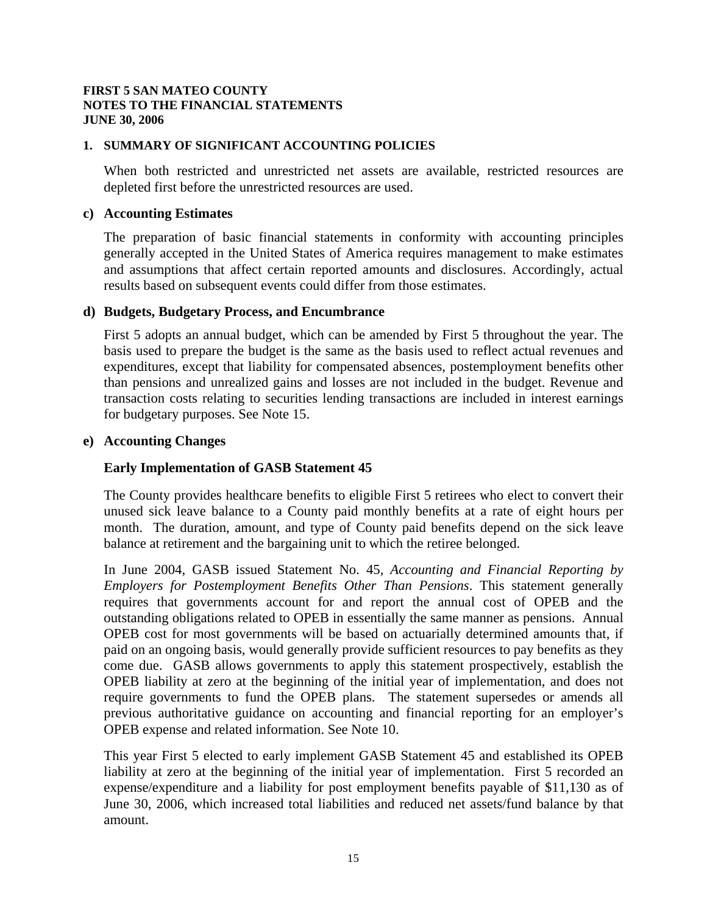**FIRST 5 SAN MATEO COUNTY**
**NOTES TO THE FINANCIAL STATEMENTS**
**JUNE 30, 2006**

**1. SUMMARY OF SIGNIFICANT ACCOUNTING POLICIES**

When both restricted and unrestricted net assets are available, restricted resources are depleted first before the unrestricted resources are used.

**c) Accounting Estimates**

The preparation of basic financial statements in conformity with accounting principles generally accepted in the United States of America requires management to make estimates and assumptions that affect certain reported amounts and disclosures. Accordingly, actual results based on subsequent events could differ from those estimates.

**d) Budgets, Budgetary Process, and Encumbrance**

First 5 adopts an annual budget, which can be amended by First 5 throughout the year. The basis used to prepare the budget is the same as the basis used to reflect actual revenues and expenditures, except that liability for compensated absences, postemployment benefits other than pensions and unrealized gains and losses are not included in the budget. Revenue and transaction costs relating to securities lending transactions are included in interest earnings for budgetary purposes. See Note 15.

**e) Accounting Changes**

**Early Implementation of GASB Statement 45**

The County provides healthcare benefits to eligible First 5 retirees who elect to convert their unused sick leave balance to a County paid monthly benefits at a rate of eight hours per month. The duration, amount, and type of County paid benefits depend on the sick leave balance at retirement and the bargaining unit to which the retiree belonged.

In June 2004, GASB issued Statement No. 45, *Accounting and Financial Reporting by Employers for Postemployment Benefits Other Than Pensions*. This statement generally requires that governments account for and report the annual cost of OPEB and the outstanding obligations related to OPEB in essentially the same manner as pensions. Annual OPEB cost for most governments will be based on actuarially determined amounts that, if paid on an ongoing basis, would generally provide sufficient resources to pay benefits as they come due. GASB allows governments to apply this statement prospectively, establish the OPEB liability at zero at the beginning of the initial year of implementation, and does not require governments to fund the OPEB plans. The statement supersedes or amends all previous authoritative guidance on accounting and financial reporting for an employer's OPEB expense and related information. See Note 10.

This year First 5 elected to early implement GASB Statement 45 and established its OPEB liability at zero at the beginning of the initial year of implementation. First 5 recorded an expense/expenditure and a liability for post employment benefits payable of $11,130 as of June 30, 2006, which increased total liabilities and reduced net assets/fund balance by that amount.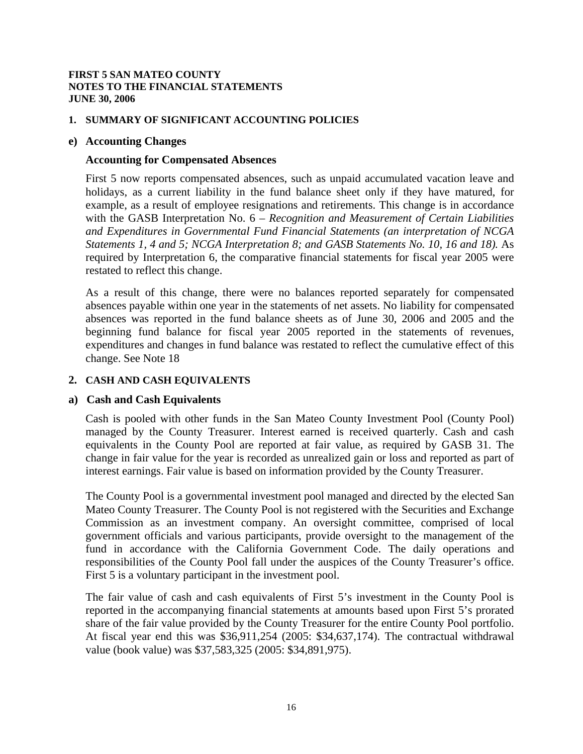**FIRST 5 SAN MATEO COUNTY**
**NOTES TO THE FINANCIAL STATEMENTS**
**JUNE 30, 2006**

**1. SUMMARY OF SIGNIFICANT ACCOUNTING POLICIES**

**e) Accounting Changes**

**Accounting for Compensated Absences**

First 5 now reports compensated absences, such as unpaid accumulated vacation leave and holidays, as a current liability in the fund balance sheet only if they have matured, for example, as a result of employee resignations and retirements. This change is in accordance with the GASB Interpretation No. 6 – *Recognition and Measurement of Certain Liabilities and Expenditures in Governmental Fund Financial Statements (an interpretation of NCGA Statements 1, 4 and 5; NCGA Interpretation 8; and GASB Statements No. 10, 16 and 18).* As required by Interpretation 6, the comparative financial statements for fiscal year 2005 were restated to reflect this change.

As a result of this change, there were no balances reported separately for compensated absences payable within one year in the statements of net assets. No liability for compensated absences was reported in the fund balance sheets as of June 30, 2006 and 2005 and the beginning fund balance for fiscal year 2005 reported in the statements of revenues, expenditures and changes in fund balance was restated to reflect the cumulative effect of this change. See Note 18

**2. CASH AND CASH EQUIVALENTS**

**a) Cash and Cash Equivalents**

Cash is pooled with other funds in the San Mateo County Investment Pool (County Pool) managed by the County Treasurer. Interest earned is received quarterly. Cash and cash equivalents in the County Pool are reported at fair value, as required by GASB 31. The change in fair value for the year is recorded as unrealized gain or loss and reported as part of interest earnings. Fair value is based on information provided by the County Treasurer.

The County Pool is a governmental investment pool managed and directed by the elected San Mateo County Treasurer. The County Pool is not registered with the Securities and Exchange Commission as an investment company. An oversight committee, comprised of local government officials and various participants, provide oversight to the management of the fund in accordance with the California Government Code. The daily operations and responsibilities of the County Pool fall under the auspices of the County Treasurer's office. First 5 is a voluntary participant in the investment pool.

The fair value of cash and cash equivalents of First 5's investment in the County Pool is reported in the accompanying financial statements at amounts based upon First 5's prorated share of the fair value provided by the County Treasurer for the entire County Pool portfolio. At fiscal year end this was $36,911,254 (2005: $34,637,174). The contractual withdrawal value (book value) was $37,583,325 (2005: $34,891,975).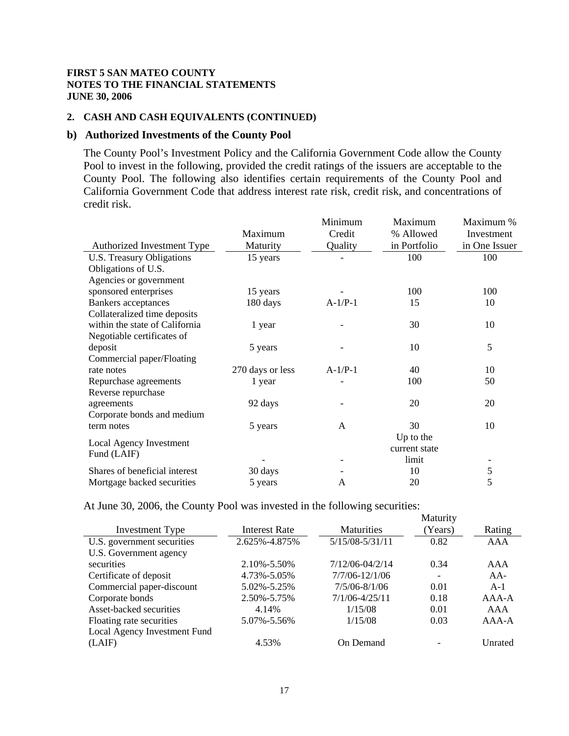**FIRST 5 SAN MATEO COUNTY**
**NOTES TO THE FINANCIAL STATEMENTS**
**JUNE 30, 2006**

**2. CASH AND CASH EQUIVALENTS (CONTINUED)**

**b) Authorized Investments of the County Pool**

The County Pool's Investment Policy and the California Government Code allow the County Pool to invest in the following, provided the credit ratings of the issuers are acceptable to the County Pool. The following also identifies certain requirements of the County Pool and California Government Code that address interest rate risk, credit risk, and concentrations of credit risk.

| Authorized Investment Type | Maximum Maturity | Minimum Credit Quality | Maximum % Allowed in Portfolio | Maximum % Investment in One Issuer |
|---|---|---|---|---|
| U.S. Treasury Obligations | 15 years | - | 100 | 100 |
| Obligations of U.S. Agencies or government sponsored enterprises | 15 years | - | 100 | 100 |
| Bankers acceptances | 180 days | A-1/P-1 | 15 | 10 |
| Collateralized time deposits within the state of California | 1 year | - | 30 | 10 |
| Negotiable certificates of deposit | 5 years | - | 10 | 5 |
| Commercial paper/Floating rate notes | 270 days or less | A-1/P-1 | 40 | 10 |
| Repurchase agreements | 1 year | - | 100 | 50 |
| Reverse repurchase agreements | 92 days | - | 20 | 20 |
| Corporate bonds and medium term notes | 5 years | A | 30 | 10 |
| Local Agency Investment Fund (LAIF) | - | - | Up to the current state limit | - |
| Shares of beneficial interest | 30 days | - | 10 | 5 |
| Mortgage backed securities | 5 years | A | 20 | 5 |

At June 30, 2006, the County Pool was invested in the following securities:

| Investment Type | Interest Rate | Maturities | Maturity (Years) | Rating |
|---|---|---|---|---|
| U.S. government securities | 2.625%-4.875% | 5/15/08-5/31/11 | 0.82 | AAA |
| U.S. Government agency securities | 2.10%-5.50% | 7/12/06-04/2/14 | 0.34 | AAA |
| Certificate of deposit | 4.73%-5.05% | 7/7/06-12/1/06 | - | AA- |
| Commercial paper-discount | 5.02%-5.25% | 7/5/06-8/1/06 | 0.01 | A-1 |
| Corporate bonds | 2.50%-5.75% | 7/1/06-4/25/11 | 0.18 | AAA-A |
| Asset-backed securities | 4.14% | 1/15/08 | 0.01 | AAA |
| Floating rate securities | 5.07%-5.56% | 1/15/08 | 0.03 | AAA-A |
| Local Agency Investment Fund (LAIF) | 4.53% | On Demand | - | Unrated |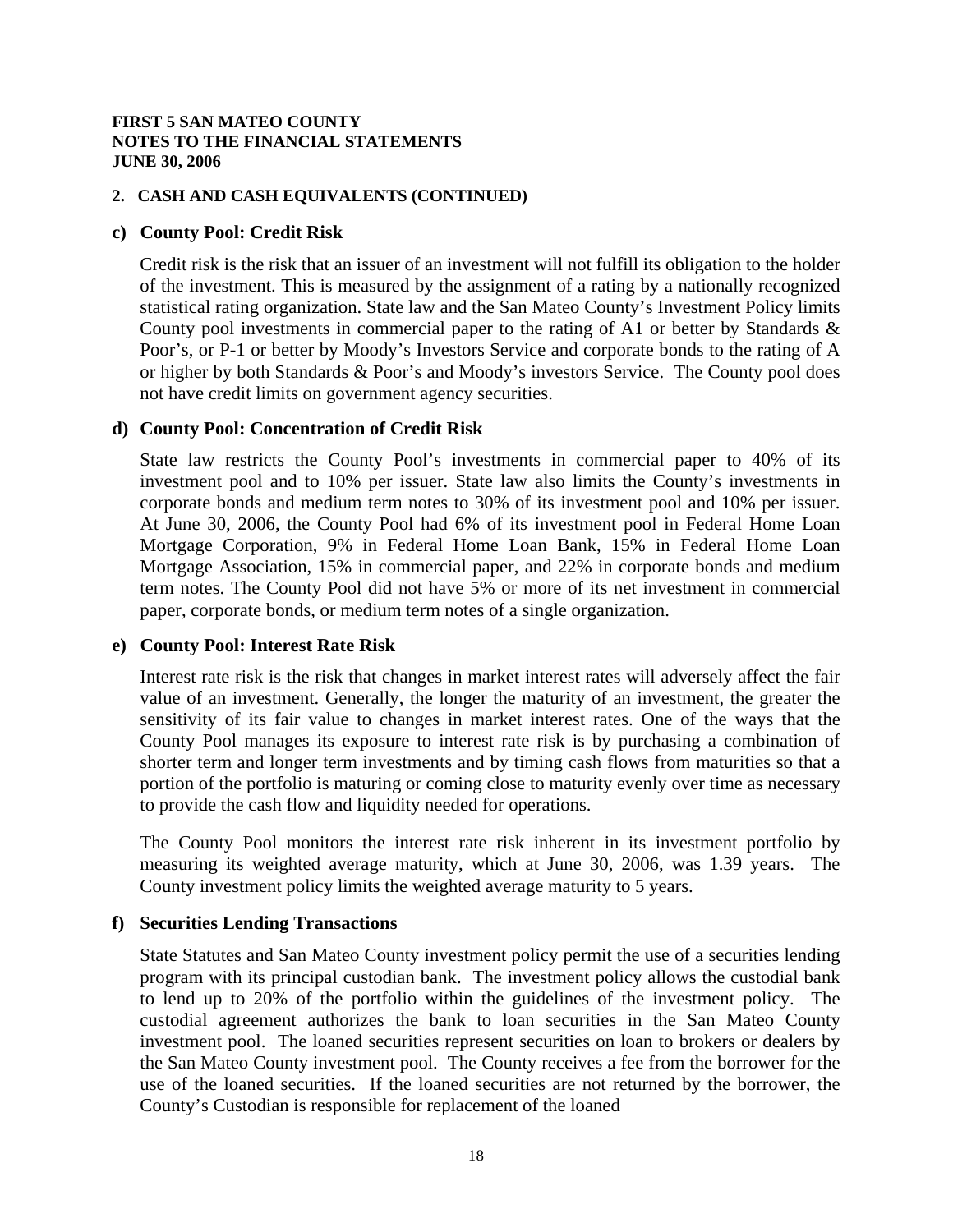**FIRST 5 SAN MATEO COUNTY**
**NOTES TO THE FINANCIAL STATEMENTS**
**JUNE 30, 2006**

**2. CASH AND CASH EQUIVALENTS (CONTINUED)**

**c) County Pool: Credit Risk**

Credit risk is the risk that an issuer of an investment will not fulfill its obligation to the holder of the investment. This is measured by the assignment of a rating by a nationally recognized statistical rating organization. State law and the San Mateo County's Investment Policy limits County pool investments in commercial paper to the rating of A1 or better by Standards & Poor's, or P-1 or better by Moody's Investors Service and corporate bonds to the rating of A or higher by both Standards & Poor's and Moody's investors Service. The County pool does not have credit limits on government agency securities.

**d) County Pool: Concentration of Credit Risk**

State law restricts the County Pool's investments in commercial paper to 40% of its investment pool and to 10% per issuer. State law also limits the County's investments in corporate bonds and medium term notes to 30% of its investment pool and 10% per issuer. At June 30, 2006, the County Pool had 6% of its investment pool in Federal Home Loan Mortgage Corporation, 9% in Federal Home Loan Bank, 15% in Federal Home Loan Mortgage Association, 15% in commercial paper, and 22% in corporate bonds and medium term notes. The County Pool did not have 5% or more of its net investment in commercial paper, corporate bonds, or medium term notes of a single organization.

**e) County Pool: Interest Rate Risk**

Interest rate risk is the risk that changes in market interest rates will adversely affect the fair value of an investment. Generally, the longer the maturity of an investment, the greater the sensitivity of its fair value to changes in market interest rates. One of the ways that the County Pool manages its exposure to interest rate risk is by purchasing a combination of shorter term and longer term investments and by timing cash flows from maturities so that a portion of the portfolio is maturing or coming close to maturity evenly over time as necessary to provide the cash flow and liquidity needed for operations.

The County Pool monitors the interest rate risk inherent in its investment portfolio by measuring its weighted average maturity, which at June 30, 2006, was 1.39 years. The County investment policy limits the weighted average maturity to 5 years.

**f) Securities Lending Transactions**

State Statutes and San Mateo County investment policy permit the use of a securities lending program with its principal custodian bank. The investment policy allows the custodial bank to lend up to 20% of the portfolio within the guidelines of the investment policy. The custodial agreement authorizes the bank to loan securities in the San Mateo County investment pool. The loaned securities represent securities on loan to brokers or dealers by the San Mateo County investment pool. The County receives a fee from the borrower for the use of the loaned securities. If the loaned securities are not returned by the borrower, the County's Custodian is responsible for replacement of the loaned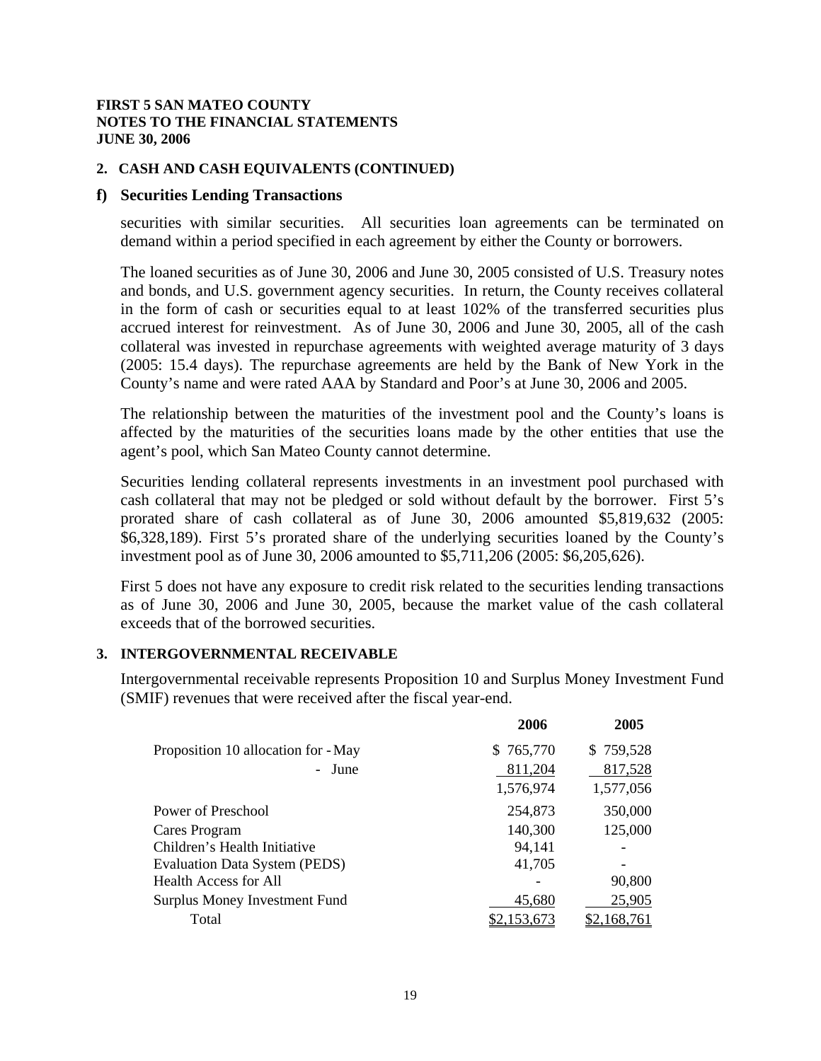**FIRST 5 SAN MATEO COUNTY**
**NOTES TO THE FINANCIAL STATEMENTS**
**JUNE 30, 2006**

**2. CASH AND CASH EQUIVALENTS (CONTINUED)**

## f) Securities Lending Transactions

securities with similar securities. All securities loan agreements can be terminated on demand within a period specified in each agreement by either the County or borrowers.

The loaned securities as of June 30, 2006 and June 30, 2005 consisted of U.S. Treasury notes and bonds, and U.S. government agency securities. In return, the County receives collateral in the form of cash or securities equal to at least 102% of the transferred securities plus accrued interest for reinvestment. As of June 30, 2006 and June 30, 2005, all of the cash collateral was invested in repurchase agreements with weighted average maturity of 3 days (2005: 15.4 days). The repurchase agreements are held by the Bank of New York in the County's name and were rated AAA by Standard and Poor's at June 30, 2006 and 2005.

The relationship between the maturities of the investment pool and the County's loans is affected by the maturities of the securities loans made by the other entities that use the agent's pool, which San Mateo County cannot determine.

Securities lending collateral represents investments in an investment pool purchased with cash collateral that may not be pledged or sold without default by the borrower. First 5's prorated share of cash collateral as of June 30, 2006 amounted $5,819,632 (2005: $6,328,189). First 5's prorated share of the underlying securities loaned by the County's investment pool as of June 30, 2006 amounted to $5,711,206 (2005: $6,205,626).

First 5 does not have any exposure to credit risk related to the securities lending transactions as of June 30, 2006 and June 30, 2005, because the market value of the cash collateral exceeds that of the borrowed securities.

**3. INTERGOVERNMENTAL RECEIVABLE**

Intergovernmental receivable represents Proposition 10 and Surplus Money Investment Fund (SMIF) revenues that were received after the fiscal year-end.

| | 2006 | 2005 |
|---|---|---|
| Proposition 10 allocation for - May | $ 765,770 | $ 759,528 |
| - June | 811,204 | 817,528 |
| | 1,576,974 | 1,577,056 |
| Power of Preschool | 254,873 | 350,000 |
| Cares Program | 140,300 | 125,000 |
| Children's Health Initiative | 94,141 | - |
| Evaluation Data System (PEDS) | 41,705 | - |
| Health Access for All | - | 90,800 |
| Surplus Money Investment Fund | 45,680 | 25,905 |
| Total | $2,153,673 | $2,168,761 |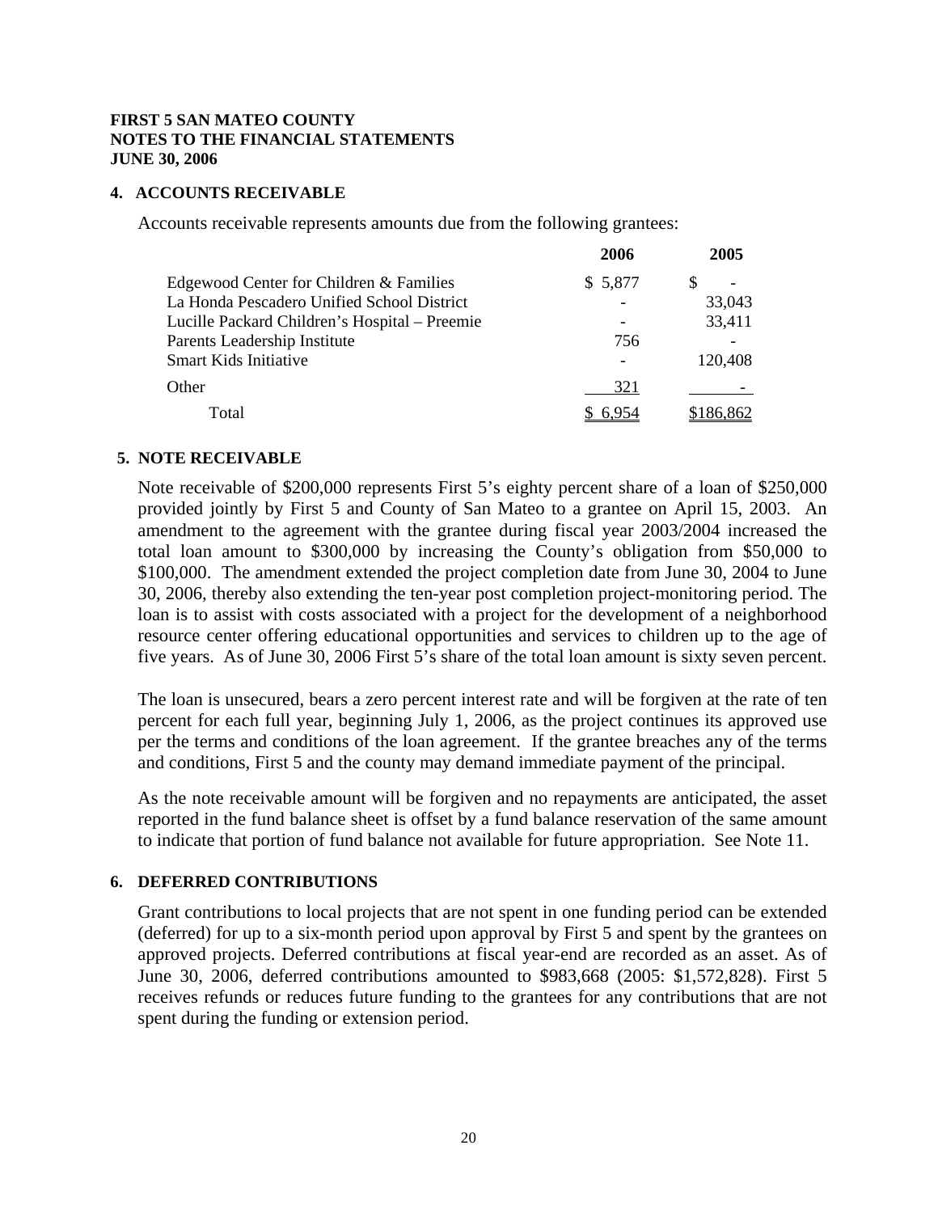**FIRST 5 SAN MATEO COUNTY**
**NOTES TO THE FINANCIAL STATEMENTS**
**JUNE 30, 2006**

## 4. ACCOUNTS RECEIVABLE

Accounts receivable represents amounts due from the following grantees:

| | **2006** | **2005** |
|---|---|---|
| Edgewood Center for Children & Families | $ 5,877 | $ - |
| La Honda Pescadero Unified School District | - | 33,043 |
| Lucille Packard Children's Hospital – Preemie | - | 33,411 |
| Parents Leadership Institute | 756 | - |
| Smart Kids Initiative | - | 120,408 |
| Other | 321 | - |
| Total | $ 6,954 | $186,862 |

## 5. NOTE RECEIVABLE

Note receivable of $200,000 represents First 5's eighty percent share of a loan of $250,000 provided jointly by First 5 and County of San Mateo to a grantee on April 15, 2003. An amendment to the agreement with the grantee during fiscal year 2003/2004 increased the total loan amount to $300,000 by increasing the County's obligation from $50,000 to $100,000. The amendment extended the project completion date from June 30, 2004 to June 30, 2006, thereby also extending the ten-year post completion project-monitoring period. The loan is to assist with costs associated with a project for the development of a neighborhood resource center offering educational opportunities and services to children up to the age of five years. As of June 30, 2006 First 5's share of the total loan amount is sixty seven percent.

The loan is unsecured, bears a zero percent interest rate and will be forgiven at the rate of ten percent for each full year, beginning July 1, 2006, as the project continues its approved use per the terms and conditions of the loan agreement. If the grantee breaches any of the terms and conditions, First 5 and the county may demand immediate payment of the principal.

As the note receivable amount will be forgiven and no repayments are anticipated, the asset reported in the fund balance sheet is offset by a fund balance reservation of the same amount to indicate that portion of fund balance not available for future appropriation. See Note 11.

## 6. DEFERRED CONTRIBUTIONS

Grant contributions to local projects that are not spent in one funding period can be extended (deferred) for up to a six-month period upon approval by First 5 and spent by the grantees on approved projects. Deferred contributions at fiscal year-end are recorded as an asset. As of June 30, 2006, deferred contributions amounted to $983,668 (2005: $1,572,828). First 5 receives refunds or reduces future funding to the grantees for any contributions that are not spent during the funding or extension period.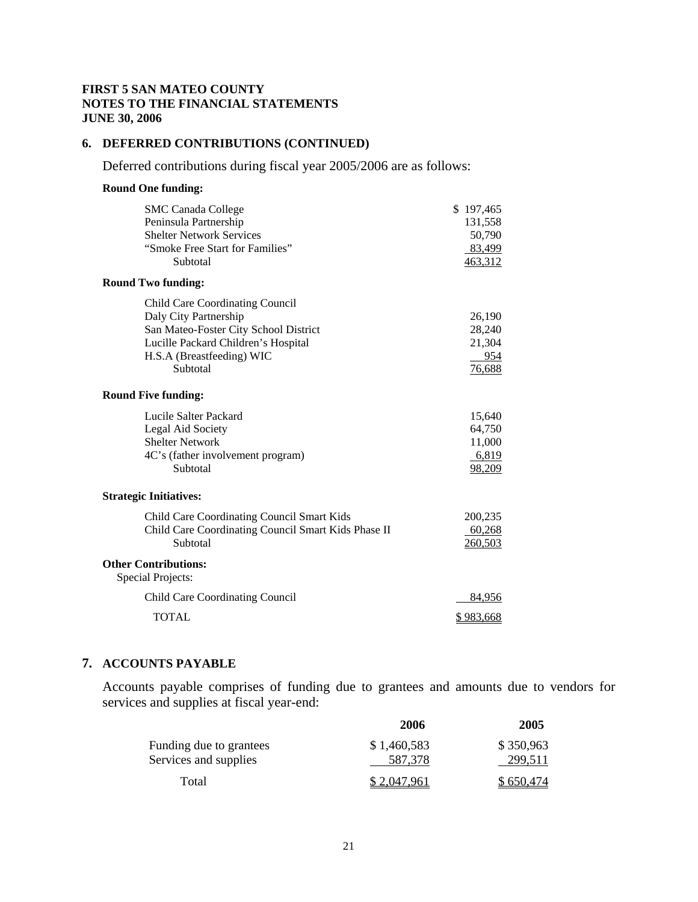**FIRST 5 SAN MATEO COUNTY**
**NOTES TO THE FINANCIAL STATEMENTS**
**JUNE 30, 2006**

## 6. DEFERRED CONTRIBUTIONS (CONTINUED)

Deferred contributions during fiscal year 2005/2006 are as follows:

| | |
|---|---|
| **Round One funding:** | |
| SMC Canada College | $ 197,465 |
| Peninsula Partnership | 131,558 |
| Shelter Network Services | 50,790 |
| "Smoke Free Start for Families" | 83,499 |
| Subtotal | 463,312 |
| **Round Two funding:** | |
| Child Care Coordinating Council | |
| Daly City Partnership | 26,190 |
| San Mateo-Foster City School District | 28,240 |
| Lucille Packard Children's Hospital | 21,304 |
| H.S.A (Breastfeeding) WIC | 954 |
| Subtotal | 76,688 |
| **Round Five funding:** | |
| Lucile Salter Packard | 15,640 |
| Legal Aid Society | 64,750 |
| Shelter Network | 11,000 |
| 4C's (father involvement program) | 6,819 |
| Subtotal | 98,209 |
| **Strategic Initiatives:** | |
| Child Care Coordinating Council Smart Kids | 200,235 |
| Child Care Coordinating Council Smart Kids Phase II | 60,268 |
| Subtotal | 260,503 |
| **Other Contributions:** | |
| Special Projects: | |
| Child Care Coordinating Council | 84,956 |
| TOTAL | $ 983,668 |

## 7. ACCOUNTS PAYABLE

Accounts payable comprises of funding due to grantees and amounts due to vendors for services and supplies at fiscal year-end:

| | 2006 | 2005 |
|---|---|---|
| Funding due to grantees | $ 1,460,583 | $ 350,963 |
| Services and supplies | 587,378 | 299,511 |
| Total | $ 2,047,961 | $ 650,474 |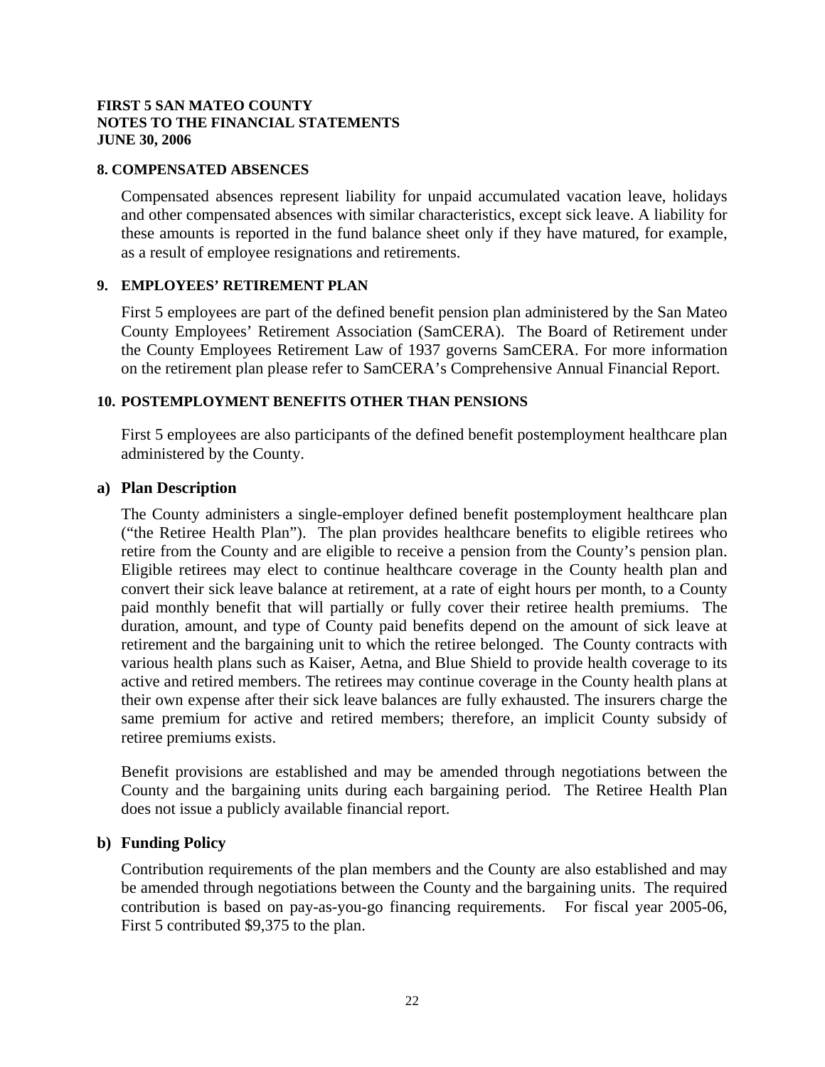**FIRST 5 SAN MATEO COUNTY**
**NOTES TO THE FINANCIAL STATEMENTS**
**JUNE 30, 2006**

## 8. COMPENSATED ABSENCES

Compensated absences represent liability for unpaid accumulated vacation leave, holidays and other compensated absences with similar characteristics, except sick leave. A liability for these amounts is reported in the fund balance sheet only if they have matured, for example, as a result of employee resignations and retirements.

## 9. EMPLOYEES' RETIREMENT PLAN

First 5 employees are part of the defined benefit pension plan administered by the San Mateo County Employees' Retirement Association (SamCERA). The Board of Retirement under the County Employees Retirement Law of 1937 governs SamCERA. For more information on the retirement plan please refer to SamCERA's Comprehensive Annual Financial Report.

## 10. POSTEMPLOYMENT BENEFITS OTHER THAN PENSIONS

First 5 employees are also participants of the defined benefit postemployment healthcare plan administered by the County.

### a) Plan Description

The County administers a single-employer defined benefit postemployment healthcare plan ("the Retiree Health Plan"). The plan provides healthcare benefits to eligible retirees who retire from the County and are eligible to receive a pension from the County's pension plan. Eligible retirees may elect to continue healthcare coverage in the County health plan and convert their sick leave balance at retirement, at a rate of eight hours per month, to a County paid monthly benefit that will partially or fully cover their retiree health premiums. The duration, amount, and type of County paid benefits depend on the amount of sick leave at retirement and the bargaining unit to which the retiree belonged. The County contracts with various health plans such as Kaiser, Aetna, and Blue Shield to provide health coverage to its active and retired members. The retirees may continue coverage in the County health plans at their own expense after their sick leave balances are fully exhausted. The insurers charge the same premium for active and retired members; therefore, an implicit County subsidy of retiree premiums exists.

Benefit provisions are established and may be amended through negotiations between the County and the bargaining units during each bargaining period. The Retiree Health Plan does not issue a publicly available financial report.

### b) Funding Policy

Contribution requirements of the plan members and the County are also established and may be amended through negotiations between the County and the bargaining units. The required contribution is based on pay-as-you-go financing requirements. For fiscal year 2005-06, First 5 contributed $9,375 to the plan.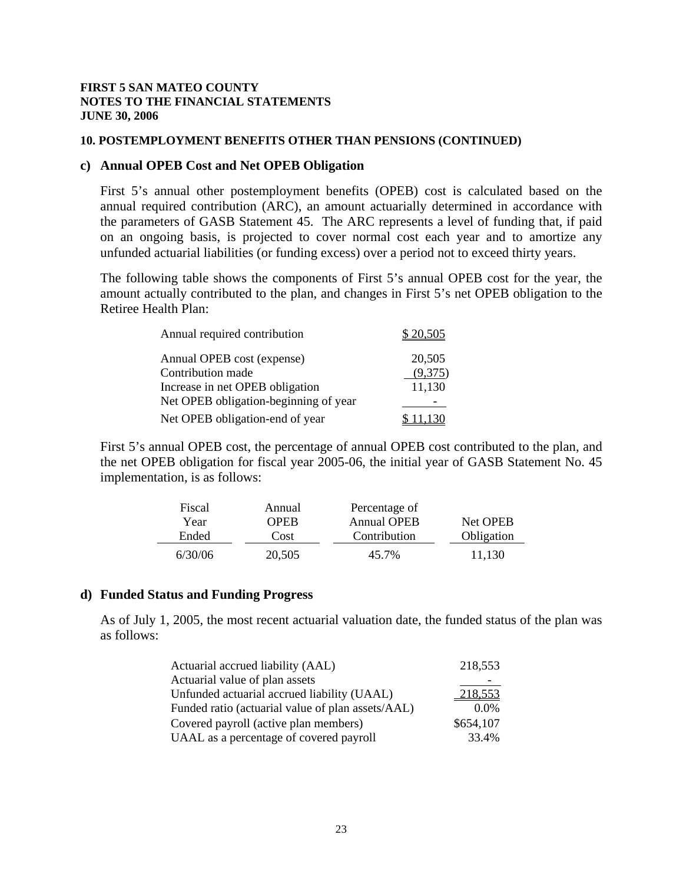**FIRST 5 SAN MATEO COUNTY**
**NOTES TO THE FINANCIAL STATEMENTS**
**JUNE 30, 2006**

**10. POSTEMPLOYMENT BENEFITS OTHER THAN PENSIONS (CONTINUED)**

**c) Annual OPEB Cost and Net OPEB Obligation**

First 5's annual other postemployment benefits (OPEB) cost is calculated based on the annual required contribution (ARC), an amount actuarially determined in accordance with the parameters of GASB Statement 45. The ARC represents a level of funding that, if paid on an ongoing basis, is projected to cover normal cost each year and to amortize any unfunded actuarial liabilities (or funding excess) over a period not to exceed thirty years.

The following table shows the components of First 5's annual OPEB cost for the year, the amount actually contributed to the plan, and changes in First 5's net OPEB obligation to the Retiree Health Plan:

| | |
|---|---|
| Annual required contribution | $ 20,505 |
| Annual OPEB cost (expense) | 20,505 |
| Contribution made | (9,375) |
| Increase in net OPEB obligation | 11,130 |
| Net OPEB obligation-beginning of year | - |
| Net OPEB obligation-end of year | $ 11,130 |

First 5's annual OPEB cost, the percentage of annual OPEB cost contributed to the plan, and the net OPEB obligation for fiscal year 2005-06, the initial year of GASB Statement No. 45 implementation, is as follows:

| Fiscal Year Ended | Annual OPEB Cost | Percentage of Annual OPEB Contribution | Net OPEB Obligation |
|---|---|---|---|
| 6/30/06 | 20,505 | 45.7% | 11,130 |

**d) Funded Status and Funding Progress**

As of July 1, 2005, the most recent actuarial valuation date, the funded status of the plan was as follows:

| | |
|---|---|
| Actuarial accrued liability (AAL) | 218,553 |
| Actuarial value of plan assets | - |
| Unfunded actuarial accrued liability (UAAL) | 218,553 |
| Funded ratio (actuarial value of plan assets/AAL) | 0.0% |
| Covered payroll (active plan members) | $654,107 |
| UAAL as a percentage of covered payroll | 33.4% |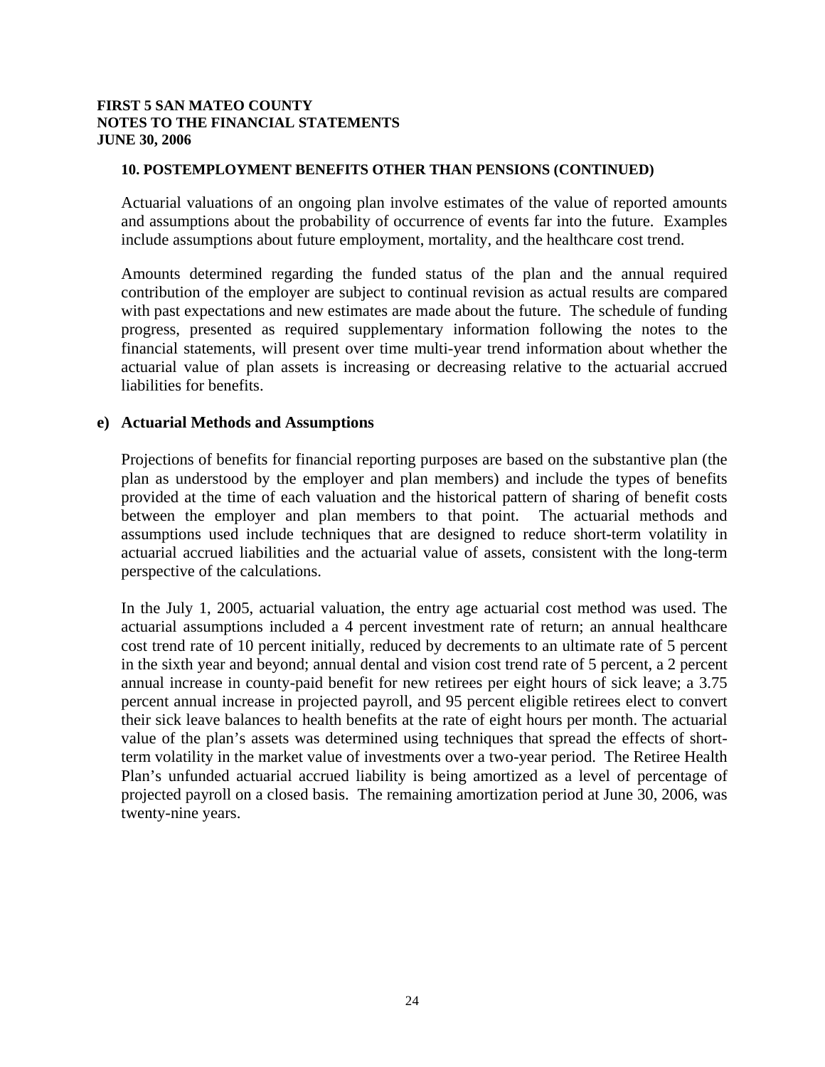#### 10. POSTEMPLOYMENT BENEFITS OTHER THAN PENSIONS (CONTINUED)

Actuarial valuations of an ongoing plan involve estimates of the value of reported amounts and assumptions about the probability of occurrence of events far into the future. Examples include assumptions about future employment, mortality, and the healthcare cost trend.

Amounts determined regarding the funded status of the plan and the annual required contribution of the employer are subject to continual revision as actual results are compared with past expectations and new estimates are made about the future. The schedule of funding progress, presented as required supplementary information following the notes to the financial statements, will present over time multi-year trend information about whether the actuarial value of plan assets is increasing or decreasing relative to the actuarial accrued liabilities for benefits.

### e) Actuarial Methods and Assumptions

Projections of benefits for financial reporting purposes are based on the substantive plan (the plan as understood by the employer and plan members) and include the types of benefits provided at the time of each valuation and the historical pattern of sharing of benefit costs between the employer and plan members to that point. The actuarial methods and assumptions used include techniques that are designed to reduce short-term volatility in actuarial accrued liabilities and the actuarial value of assets, consistent with the long-term perspective of the calculations.

In the July 1, 2005, actuarial valuation, the entry age actuarial cost method was used. The actuarial assumptions included a 4 percent investment rate of return; an annual healthcare cost trend rate of 10 percent initially, reduced by decrements to an ultimate rate of 5 percent in the sixth year and beyond; annual dental and vision cost trend rate of 5 percent, a 2 percent annual increase in county-paid benefit for new retirees per eight hours of sick leave; a 3.75 percent annual increase in projected payroll, and 95 percent eligible retirees elect to convert their sick leave balances to health benefits at the rate of eight hours per month. The actuarial value of the plan's assets was determined using techniques that spread the effects of short-term volatility in the market value of investments over a two-year period. The Retiree Health Plan's unfunded actuarial accrued liability is being amortized as a level of percentage of projected payroll on a closed basis. The remaining amortization period at June 30, 2006, was twenty-nine years.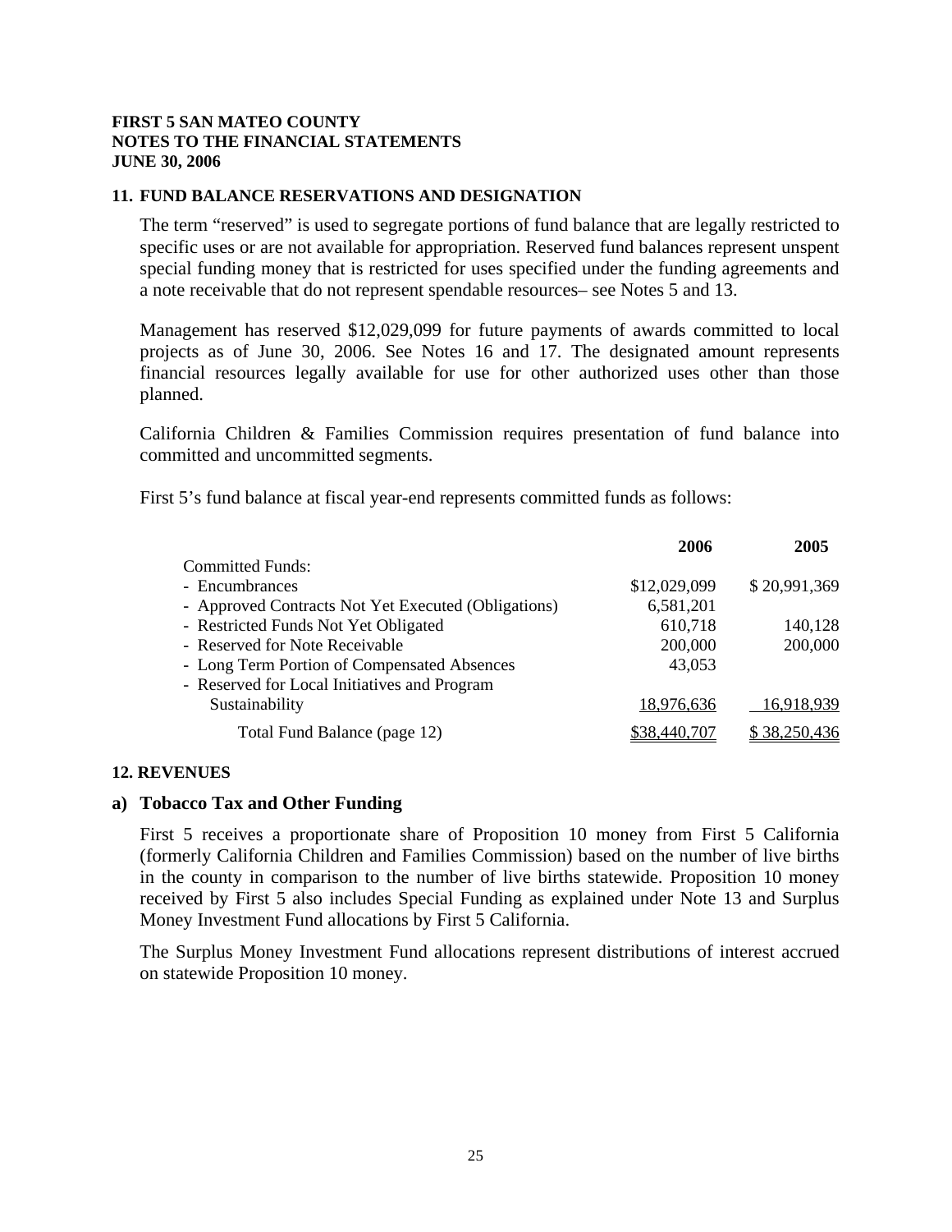**FIRST 5 SAN MATEO COUNTY**
**NOTES TO THE FINANCIAL STATEMENTS**
**JUNE 30, 2006**

## 11. FUND BALANCE RESERVATIONS AND DESIGNATION

The term "reserved" is used to segregate portions of fund balance that are legally restricted to specific uses or are not available for appropriation. Reserved fund balances represent unspent special funding money that is restricted for uses specified under the funding agreements and a note receivable that do not represent spendable resources– see Notes 5 and 13.

Management has reserved $12,029,099 for future payments of awards committed to local projects as of June 30, 2006. See Notes 16 and 17. The designated amount represents financial resources legally available for use for other authorized uses other than those planned.

California Children & Families Commission requires presentation of fund balance into committed and uncommitted segments.

First 5's fund balance at fiscal year-end represents committed funds as follows:

| | 2006 | 2005 |
|---|---|---|
| Committed Funds: | | |
| - Encumbrances | $12,029,099 | $ 20,991,369 |
| - Approved Contracts Not Yet Executed (Obligations) | 6,581,201 | |
| - Restricted Funds Not Yet Obligated | 610,718 | 140,128 |
| - Reserved for Note Receivable | 200,000 | 200,000 |
| - Long Term Portion of Compensated Absences | 43,053 | |
| - Reserved for Local Initiatives and Program Sustainability | 18,976,636 | 16,918,939 |
| Total Fund Balance (page 12) | $38,440,707 | $ 38,250,436 |

## 12. REVENUES

### a) Tobacco Tax and Other Funding

First 5 receives a proportionate share of Proposition 10 money from First 5 California (formerly California Children and Families Commission) based on the number of live births in the county in comparison to the number of live births statewide. Proposition 10 money received by First 5 also includes Special Funding as explained under Note 13 and Surplus Money Investment Fund allocations by First 5 California.

The Surplus Money Investment Fund allocations represent distributions of interest accrued on statewide Proposition 10 money.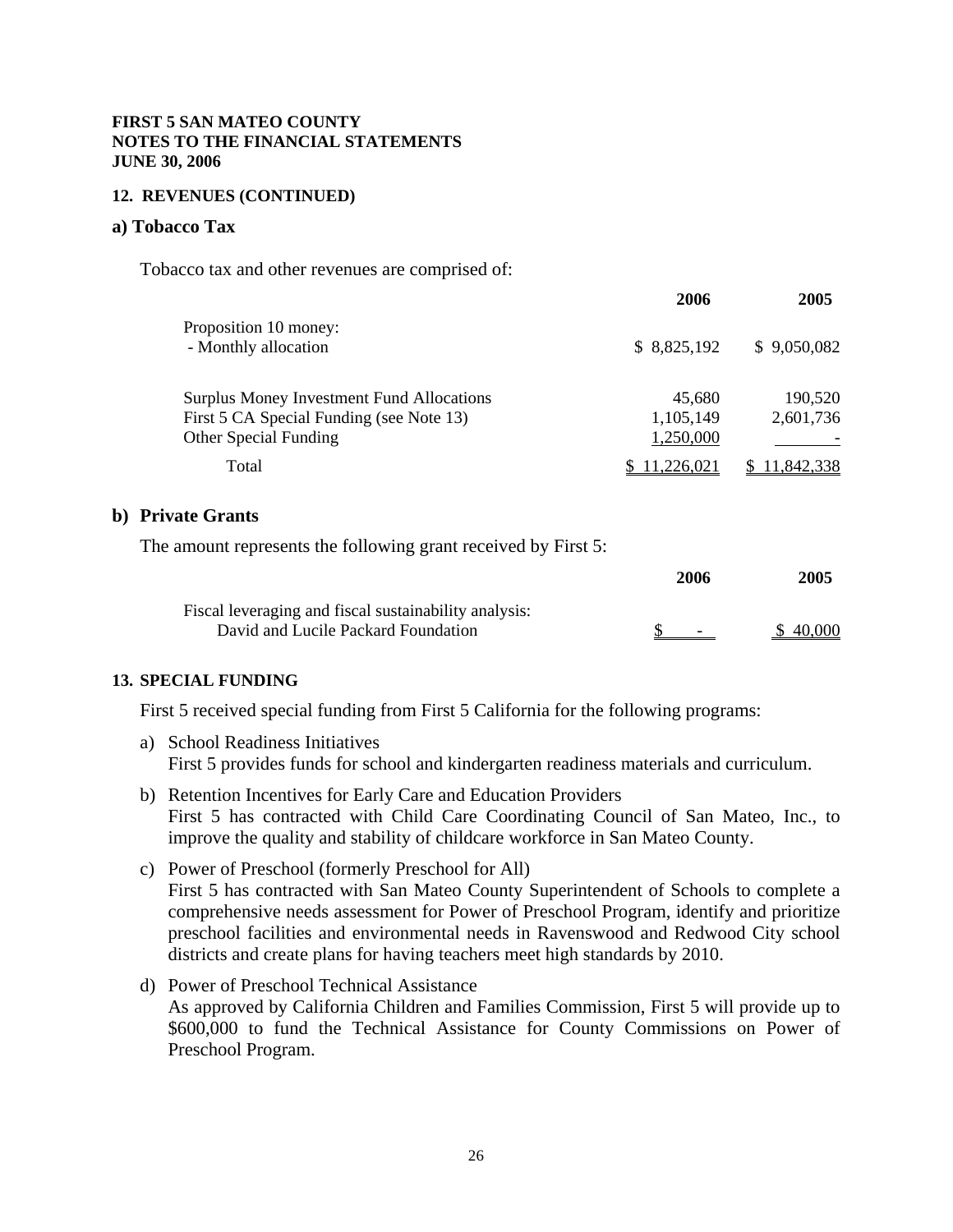**FIRST 5 SAN MATEO COUNTY**
**NOTES TO THE FINANCIAL STATEMENTS**
**JUNE 30, 2006**

**12. REVENUES (CONTINUED)**

### a) Tobacco Tax

Tobacco tax and other revenues are comprised of:

| | 2006 | 2005 |
|---|---|---|
| Proposition 10 money: | | |
| - Monthly allocation | $ 8,825,192 | $ 9,050,082 |
| Surplus Money Investment Fund Allocations | 45,680 | 190,520 |
| First 5 CA Special Funding (see Note 13) | 1,105,149 | 2,601,736 |
| Other Special Funding | 1,250,000 | - |
| Total | $ 11,226,021 | $ 11,842,338 |

### b) Private Grants

The amount represents the following grant received by First 5:

| | 2006 | 2005 |
|---|---|---|
| Fiscal leveraging and fiscal sustainability analysis: David and Lucile Packard Foundation | $ - | $ 40,000 |

**13. SPECIAL FUNDING**

First 5 received special funding from First 5 California for the following programs:

a) School Readiness Initiatives
First 5 provides funds for school and kindergarten readiness materials and curriculum.

b) Retention Incentives for Early Care and Education Providers
First 5 has contracted with Child Care Coordinating Council of San Mateo, Inc., to improve the quality and stability of childcare workforce in San Mateo County.

c) Power of Preschool (formerly Preschool for All)
First 5 has contracted with San Mateo County Superintendent of Schools to complete a comprehensive needs assessment for Power of Preschool Program, identify and prioritize preschool facilities and environmental needs in Ravenswood and Redwood City school districts and create plans for having teachers meet high standards by 2010.

d) Power of Preschool Technical Assistance
As approved by California Children and Families Commission, First 5 will provide up to $600,000 to fund the Technical Assistance for County Commissions on Power of Preschool Program.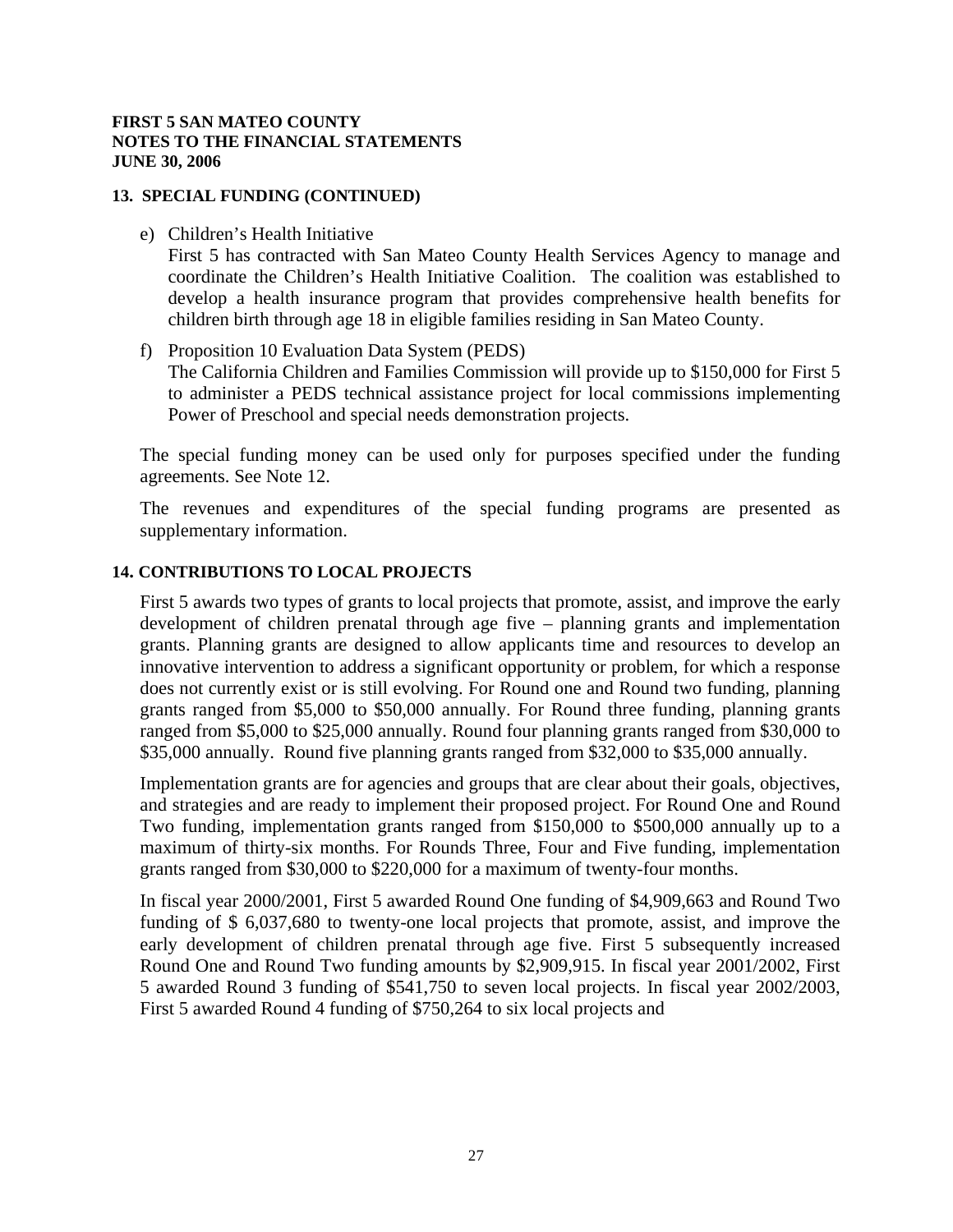**FIRST 5 SAN MATEO COUNTY**
**NOTES TO THE FINANCIAL STATEMENTS**
**JUNE 30, 2006**

**13. SPECIAL FUNDING (CONTINUED)**

e) Children's Health Initiative
First 5 has contracted with San Mateo County Health Services Agency to manage and coordinate the Children's Health Initiative Coalition. The coalition was established to develop a health insurance program that provides comprehensive health benefits for children birth through age 18 in eligible families residing in San Mateo County.

f) Proposition 10 Evaluation Data System (PEDS)
The California Children and Families Commission will provide up to $150,000 for First 5 to administer a PEDS technical assistance project for local commissions implementing Power of Preschool and special needs demonstration projects.

The special funding money can be used only for purposes specified under the funding agreements. See Note 12.

The revenues and expenditures of the special funding programs are presented as supplementary information.

**14. CONTRIBUTIONS TO LOCAL PROJECTS**

First 5 awards two types of grants to local projects that promote, assist, and improve the early development of children prenatal through age five – planning grants and implementation grants. Planning grants are designed to allow applicants time and resources to develop an innovative intervention to address a significant opportunity or problem, for which a response does not currently exist or is still evolving. For Round one and Round two funding, planning grants ranged from $5,000 to $50,000 annually. For Round three funding, planning grants ranged from $5,000 to $25,000 annually. Round four planning grants ranged from $30,000 to $35,000 annually. Round five planning grants ranged from $32,000 to $35,000 annually.

Implementation grants are for agencies and groups that are clear about their goals, objectives, and strategies and are ready to implement their proposed project. For Round One and Round Two funding, implementation grants ranged from $150,000 to $500,000 annually up to a maximum of thirty-six months. For Rounds Three, Four and Five funding, implementation grants ranged from $30,000 to $220,000 for a maximum of twenty-four months.

In fiscal year 2000/2001, First 5 awarded Round One funding of $4,909,663 and Round Two funding of $ 6,037,680 to twenty-one local projects that promote, assist, and improve the early development of children prenatal through age five. First 5 subsequently increased Round One and Round Two funding amounts by $2,909,915. In fiscal year 2001/2002, First 5 awarded Round 3 funding of $541,750 to seven local projects. In fiscal year 2002/2003, First 5 awarded Round 4 funding of $750,264 to six local projects and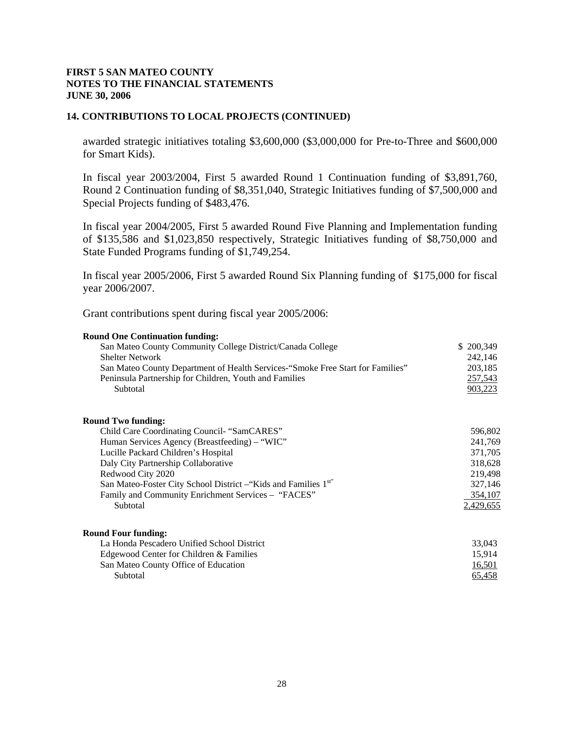**FIRST 5 SAN MATEO COUNTY**
**NOTES TO THE FINANCIAL STATEMENTS**
**JUNE 30, 2006**

## 14. CONTRIBUTIONS TO LOCAL PROJECTS (CONTINUED)

awarded strategic initiatives totaling $3,600,000 ($3,000,000 for Pre-to-Three and $600,000 for Smart Kids).

In fiscal year 2003/2004, First 5 awarded Round 1 Continuation funding of $3,891,760, Round 2 Continuation funding of $8,351,040, Strategic Initiatives funding of $7,500,000 and Special Projects funding of $483,476.

In fiscal year 2004/2005, First 5 awarded Round Five Planning and Implementation funding of $135,586 and $1,023,850 respectively, Strategic Initiatives funding of $8,750,000 and State Funded Programs funding of $1,749,254.

In fiscal year 2005/2006, First 5 awarded Round Six Planning funding of $175,000 for fiscal year 2006/2007.

Grant contributions spent during fiscal year 2005/2006:

| | |
|---|---|
| **Round One Continuation funding:** | |
| San Mateo County Community College District/Canada College | $ 200,349 |
| Shelter Network | 242,146 |
| San Mateo County Department of Health Services-"Smoke Free Start for Families" | 203,185 |
| Peninsula Partnership for Children, Youth and Families | 257,543 |
| Subtotal | 903,223 |
| **Round Two funding:** | |
| Child Care Coordinating Council- "SamCARES" | 596,802 |
| Human Services Agency (Breastfeeding) – "WIC" | 241,769 |
| Lucille Packard Children's Hospital | 371,705 |
| Daly City Partnership Collaborative | 318,628 |
| Redwood City 2020 | 219,498 |
| San Mateo-Foster City School District –"Kids and Families 1st" | 327,146 |
| Family and Community Enrichment Services – "FACES" | 354,107 |
| Subtotal | 2,429,655 |
| **Round Four funding:** | |
| La Honda Pescadero Unified School District | 33,043 |
| Edgewood Center for Children & Families | 15,914 |
| San Mateo County Office of Education | 16,501 |
| Subtotal | 65,458 |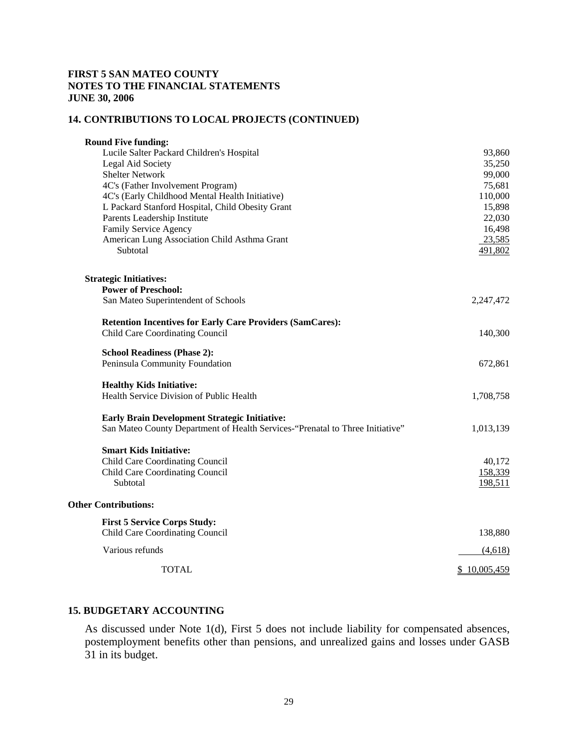**FIRST 5 SAN MATEO COUNTY**
**NOTES TO THE FINANCIAL STATEMENTS**
**JUNE 30, 2006**

## 14. CONTRIBUTIONS TO LOCAL PROJECTS (CONTINUED)

| | |
|---|---|
| **Round Five funding:** | |
| Lucile Salter Packard Children's Hospital | 93,860 |
| Legal Aid Society | 35,250 |
| Shelter Network | 99,000 |
| 4C's (Father Involvement Program) | 75,681 |
| 4C's (Early Childhood Mental Health Initiative) | 110,000 |
| L Packard Stanford Hospital, Child Obesity Grant | 15,898 |
| Parents Leadership Institute | 22,030 |
| Family Service Agency | 16,498 |
| American Lung Association Child Asthma Grant | 23,585 |
| Subtotal | 491,802 |
| **Strategic Initiatives:** | |
| **Power of Preschool:** | |
| San Mateo Superintendent of Schools | 2,247,472 |
| **Retention Incentives for Early Care Providers (SamCares):** | |
| Child Care Coordinating Council | 140,300 |
| **School Readiness (Phase 2):** | |
| Peninsula Community Foundation | 672,861 |
| **Healthy Kids Initiative:** | |
| Health Service Division of Public Health | 1,708,758 |
| **Early Brain Development Strategic Initiative:** | |
| San Mateo County Department of Health Services-"Prenatal to Three Initiative" | 1,013,139 |
| **Smart Kids Initiative:** | |
| Child Care Coordinating Council | 40,172 |
| Child Care Coordinating Council | 158,339 |
| Subtotal | 198,511 |
| **Other Contributions:** | |
| **First 5 Service Corps Study:** | |
| Child Care Coordinating Council | 138,880 |
| Various refunds | (4,618) |
| TOTAL | $ 10,005,459 |

## 15. BUDGETARY ACCOUNTING

As discussed under Note 1(d), First 5 does not include liability for compensated absences, postemployment benefits other than pensions, and unrealized gains and losses under GASB 31 in its budget.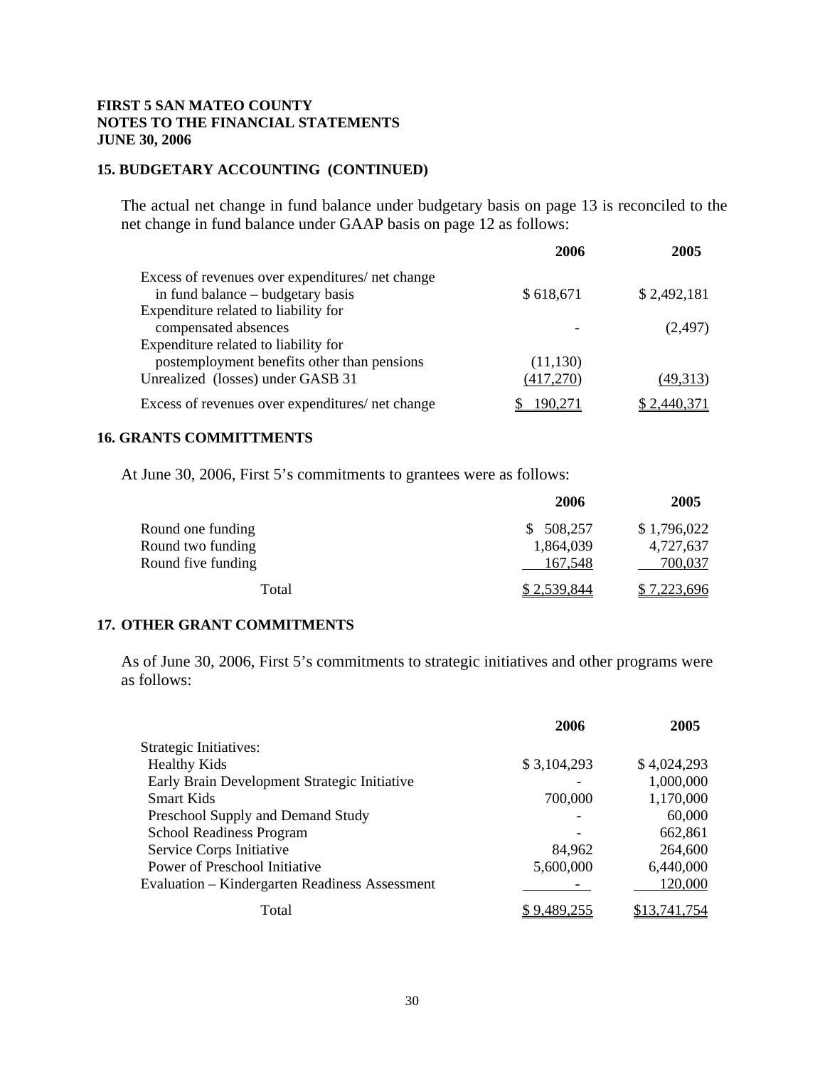**FIRST 5 SAN MATEO COUNTY**
**NOTES TO THE FINANCIAL STATEMENTS**
**JUNE 30, 2006**

### 15. BUDGETARY ACCOUNTING (CONTINUED)

The actual net change in fund balance under budgetary basis on page 13 is reconciled to the net change in fund balance under GAAP basis on page 12 as follows:

| | 2006 | 2005 |
|---|---|---|
| Excess of revenues over expenditures/ net change in fund balance – budgetary basis | $ 618,671 | $ 2,492,181 |
| Expenditure related to liability for compensated absences | - | (2,497) |
| Expenditure related to liability for postemployment benefits other than pensions | (11,130) | |
| Unrealized (losses) under GASB 31 | (417,270) | (49,313) |
| Excess of revenues over expenditures/ net change | $ 190,271 | $ 2,440,371 |

### 16. GRANTS COMMITTMENTS

At June 30, 2006, First 5's commitments to grantees were as follows:

| | 2006 | 2005 |
|---|---|---|
| Round one funding | $ 508,257 | $ 1,796,022 |
| Round two funding | 1,864,039 | 4,727,637 |
| Round five funding | 167,548 | 700,037 |
| Total | $ 2,539,844 | $ 7,223,696 |

### 17. OTHER GRANT COMMITMENTS

As of June 30, 2006, First 5's commitments to strategic initiatives and other programs were as follows:

| | 2006 | 2005 |
|---|---|---|
| Strategic Initiatives: | | |
| Healthy Kids | $ 3,104,293 | $ 4,024,293 |
| Early Brain Development Strategic Initiative | - | 1,000,000 |
| Smart Kids | 700,000 | 1,170,000 |
| Preschool Supply and Demand Study | - | 60,000 |
| School Readiness Program | - | 662,861 |
| Service Corps Initiative | 84,962 | 264,600 |
| Power of Preschool Initiative | 5,600,000 | 6,440,000 |
| Evaluation – Kindergarten Readiness Assessment | - | 120,000 |
| Total | $ 9,489,255 | $13,741,754 |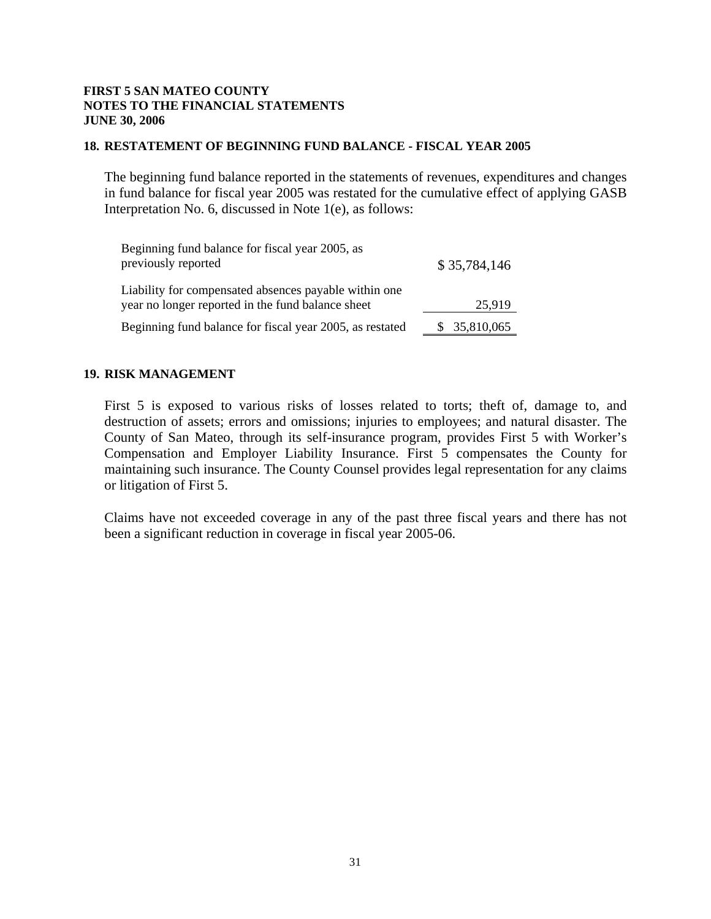**FIRST 5 SAN MATEO COUNTY**
**NOTES TO THE FINANCIAL STATEMENTS**
**JUNE 30, 2006**

## 18. RESTATEMENT OF BEGINNING FUND BALANCE - FISCAL YEAR 2005

The beginning fund balance reported in the statements of revenues, expenditures and changes in fund balance for fiscal year 2005 was restated for the cumulative effect of applying GASB Interpretation No. 6, discussed in Note 1(e), as follows:

| | |
|---|---|
| Beginning fund balance for fiscal year 2005, as previously reported | $ 35,784,146 |
| Liability for compensated absences payable within one year no longer reported in the fund balance sheet | 25,919 |
| Beginning fund balance for fiscal year 2005, as restated | $ 35,810,065 |

## 19. RISK MANAGEMENT

First 5 is exposed to various risks of losses related to torts; theft of, damage to, and destruction of assets; errors and omissions; injuries to employees; and natural disaster. The County of San Mateo, through its self-insurance program, provides First 5 with Worker's Compensation and Employer Liability Insurance. First 5 compensates the County for maintaining such insurance. The County Counsel provides legal representation for any claims or litigation of First 5.

Claims have not exceeded coverage in any of the past three fiscal years and there has not been a significant reduction in coverage in fiscal year 2005-06.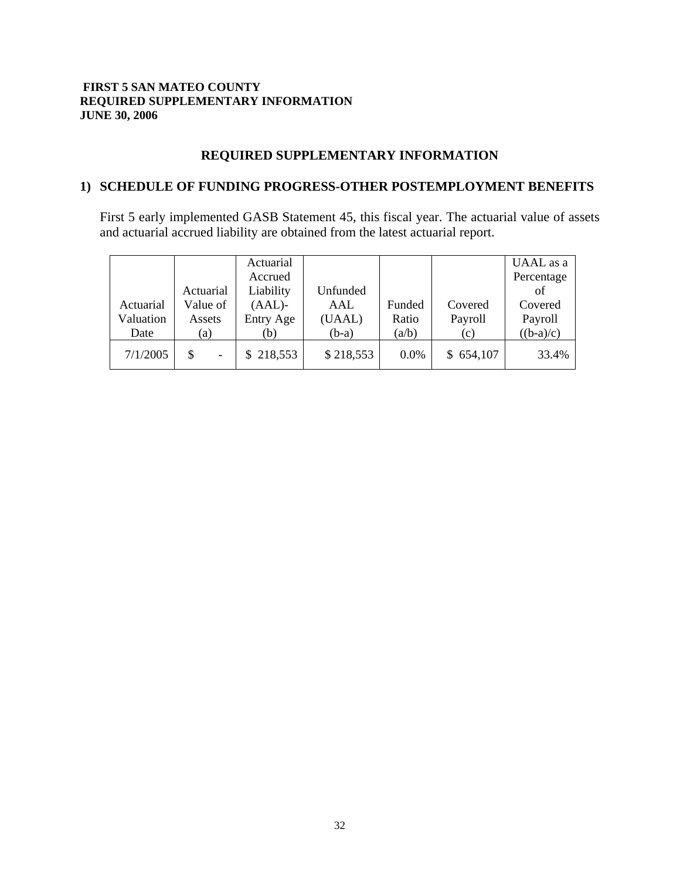**FIRST 5 SAN MATEO COUNTY**
**REQUIRED SUPPLEMENTARY INFORMATION**
**JUNE 30, 2006**

## REQUIRED SUPPLEMENTARY INFORMATION

### 1) SCHEDULE OF FUNDING PROGRESS-OTHER POSTEMPLOYMENT BENEFITS

First 5 early implemented GASB Statement 45, this fiscal year. The actuarial value of assets and actuarial accrued liability are obtained from the latest actuarial report.

| Actuarial Valuation Date | Actuarial Value of Assets (a) | Actuarial Accrued Liability (AAL)- Entry Age (b) | Unfunded AAL (UAAL) (b-a) | Funded Ratio (a/b) | Covered Payroll (c) | UAAL as a Percentage of Covered Payroll ((b-a)/c) |
|---|---|---|---|---|---|---|
| 7/1/2005 | $ - | $ 218,553 | $ 218,553 | 0.0% | $ 654,107 | 33.4% |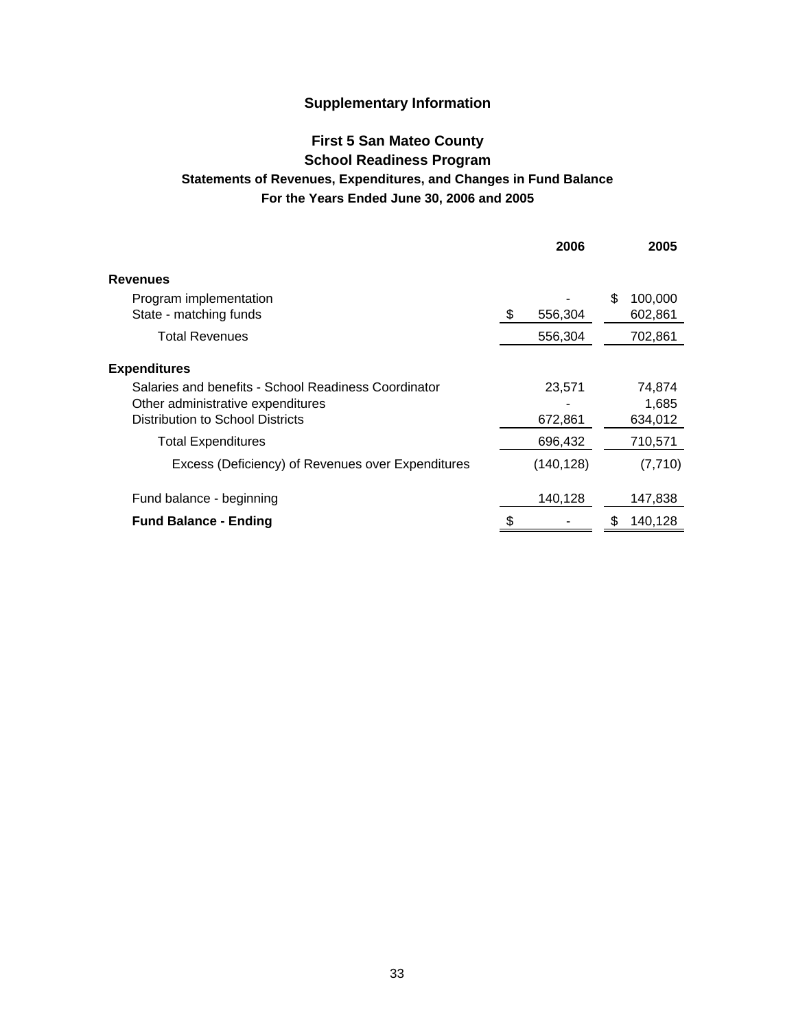## Supplementary Information

### First 5 San Mateo County
### School Readiness Program
### Statements of Revenues, Expenditures, and Changes in Fund Balance
### For the Years Ended June 30, 2006 and 2005

| | 2006 | 2005 |
|---|---|---|
| **Revenues** | | |
| Program implementation | - | $ 100,000 |
| State - matching funds | $ 556,304 | 602,861 |
| Total Revenues | 556,304 | 702,861 |
| **Expenditures** | | |
| Salaries and benefits - School Readiness Coordinator | 23,571 | 74,874 |
| Other administrative expenditures | - | 1,685 |
| Distribution to School Districts | 672,861 | 634,012 |
| Total Expenditures | 696,432 | 710,571 |
| Excess (Deficiency) of Revenues over Expenditures | (140,128) | (7,710) |
| Fund balance - beginning | 140,128 | 147,838 |
| **Fund Balance - Ending** | $ - | $ 140,128 |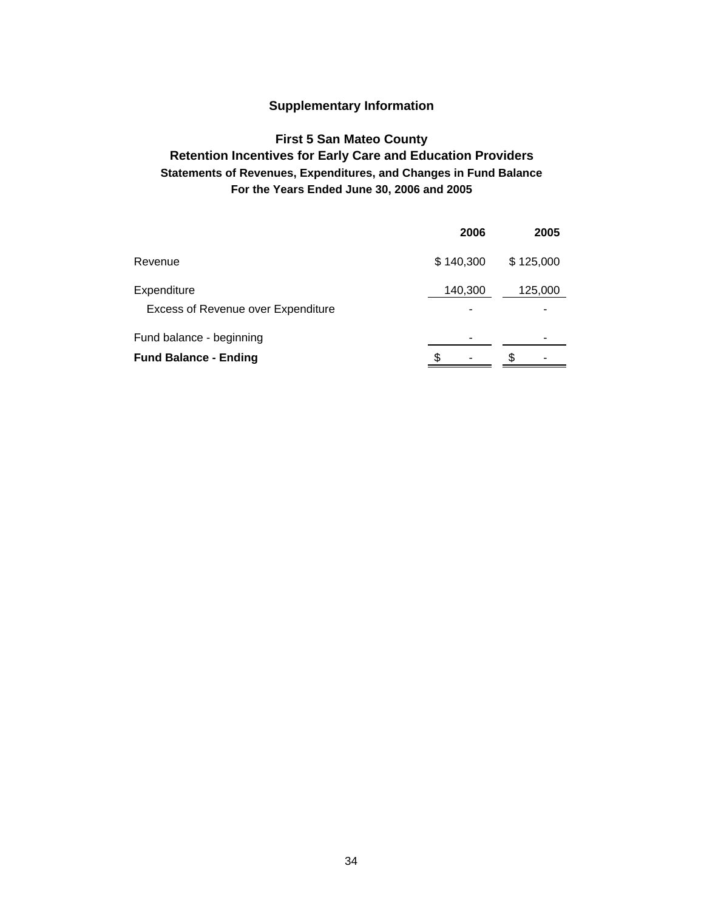## Supplementary Information

### First 5 San Mateo County
### Retention Incentives for Early Care and Education Providers
#### Statements of Revenues, Expenditures, and Changes in Fund Balance
#### For the Years Ended June 30, 2006 and 2005

| | 2006 | 2005 |
|---|---|---|
| Revenue | $ 140,300 | $ 125,000 |
| Expenditure | 140,300 | 125,000 |
| Excess of Revenue over Expenditure | - | - |
| Fund balance - beginning | - | - |
| **Fund Balance - Ending** | $ - | $ - |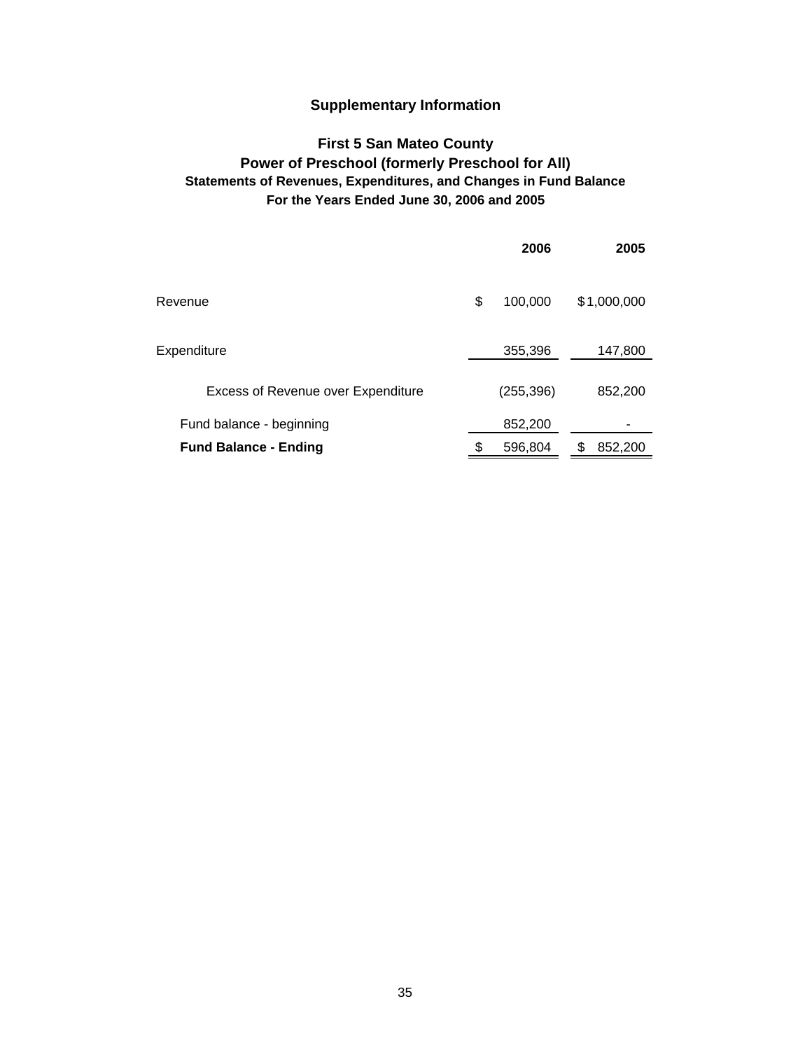## Supplementary Information

### First 5 San Mateo County
### Power of Preschool (formerly Preschool for All)
**Statements of Revenues, Expenditures, and Changes in Fund Balance**
**For the Years Ended June 30, 2006 and 2005**

| | 2006 | 2005 |
|---|---|---|
| Revenue | $ 100,000 | $1,000,000 |
| Expenditure | 355,396 | 147,800 |
| Excess of Revenue over Expenditure | (255,396) | 852,200 |
| Fund balance - beginning | 852,200 | - |
| **Fund Balance - Ending** | $ 596,804 | $ 852,200 |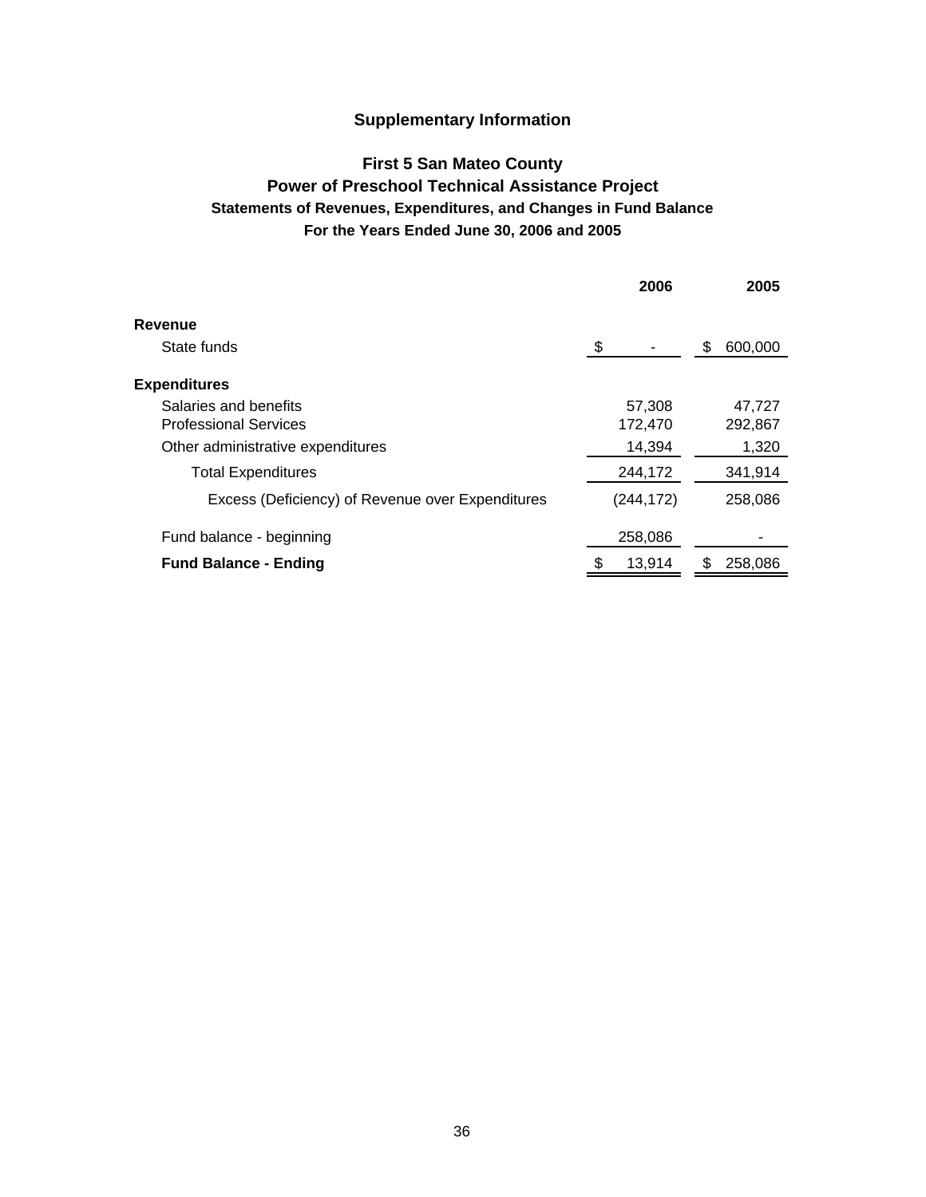## Supplementary Information

### First 5 San Mateo County
### Power of Preschool Technical Assistance Project
### Statements of Revenues, Expenditures, and Changes in Fund Balance
### For the Years Ended June 30, 2006 and 2005

| | 2006 | 2005 |
|---|---|---|
| **Revenue** | | |
| State funds | $ - | $ 600,000 |
| **Expenditures** | | |
| Salaries and benefits | 57,308 | 47,727 |
| Professional Services | 172,470 | 292,867 |
| Other administrative expenditures | 14,394 | 1,320 |
| Total Expenditures | 244,172 | 341,914 |
| Excess (Deficiency) of Revenue over Expenditures | (244,172) | 258,086 |
| Fund balance - beginning | 258,086 | - |
| **Fund Balance - Ending** | $ 13,914 | $ 258,086 |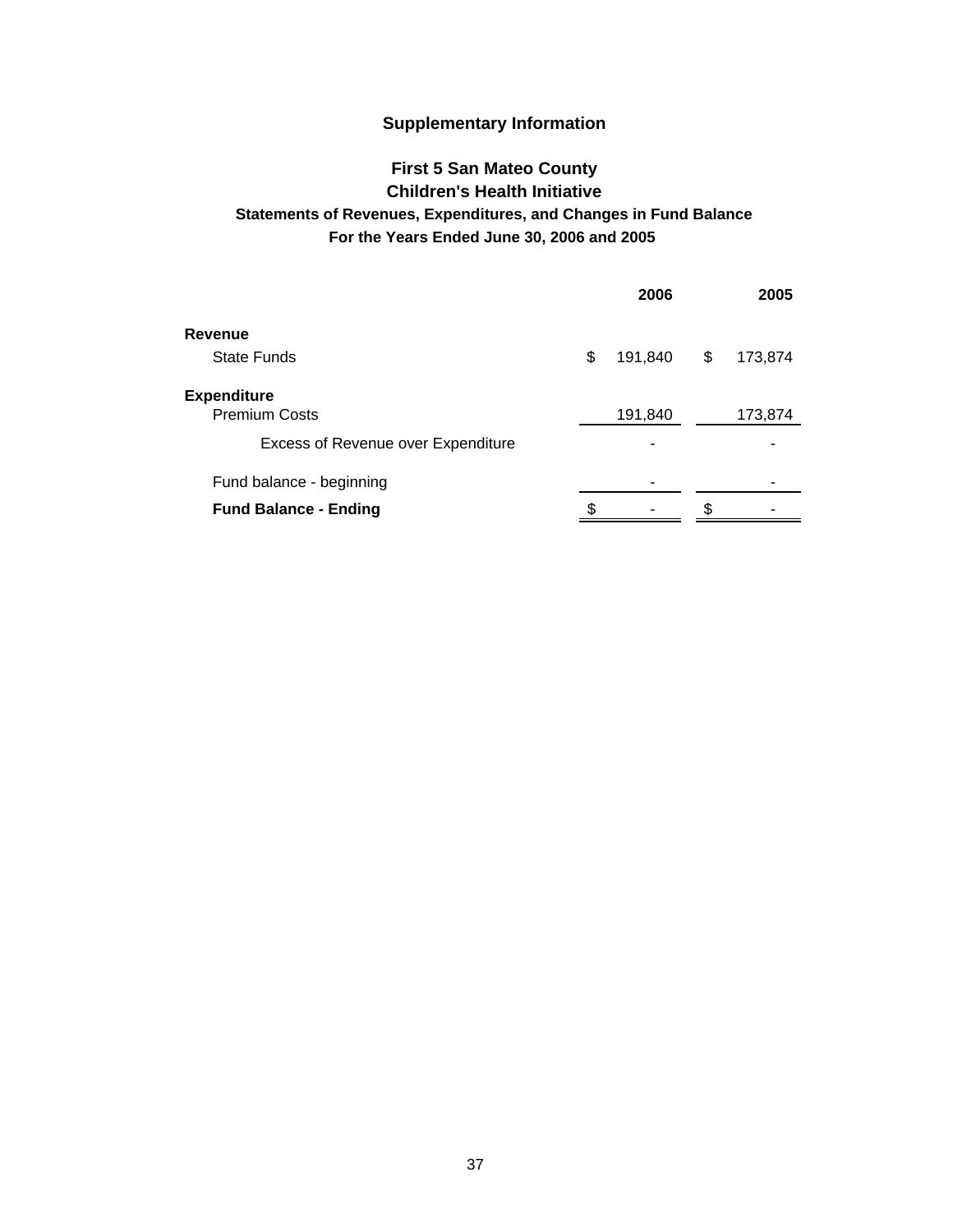## Supplementary Information

### First 5 San Mateo County
### Children's Health Initiative
### Statements of Revenues, Expenditures, and Changes in Fund Balance
### For the Years Ended June 30, 2006 and 2005

| | 2006 | 2005 |
|---|---|---|
| **Revenue** | | |
| State Funds | $ 191,840 | $ 173,874 |
| **Expenditure** | | |
| Premium Costs | 191,840 | 173,874 |
| Excess of Revenue over Expenditure | - | - |
| Fund balance - beginning | - | - |
| **Fund Balance - Ending** | $ - | $ - |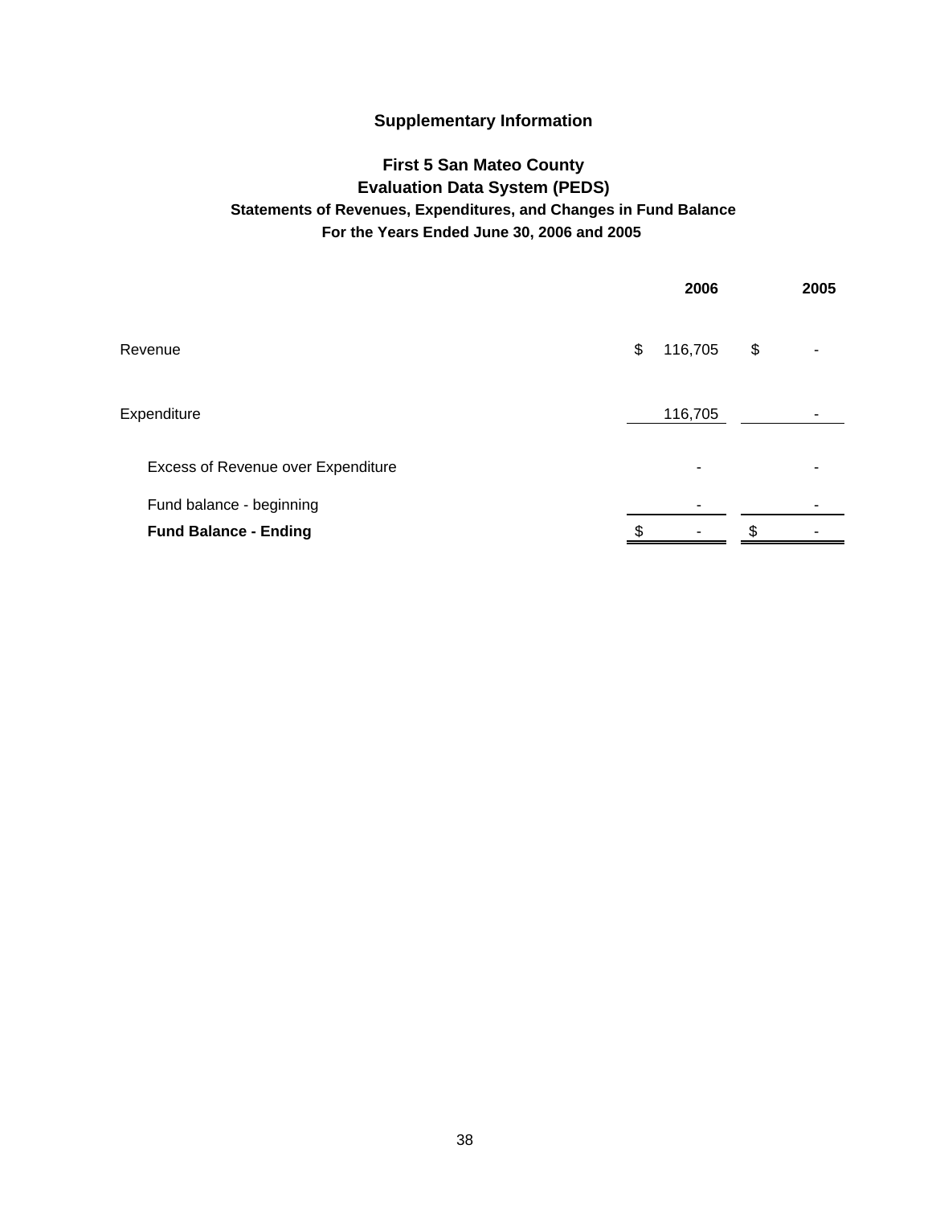## Supplementary Information

### First 5 San Mateo County
### Evaluation Data System (PEDS)
### Statements of Revenues, Expenditures, and Changes in Fund Balance
### For the Years Ended June 30, 2006 and 2005

| | 2006 | 2005 |
|---|---|---|
| Revenue | $ 116,705 | $ - |
| Expenditure | 116,705 | - |
| Excess of Revenue over Expenditure | - | - |
| Fund balance - beginning | - | - |
| **Fund Balance - Ending** | $ - | $ - |